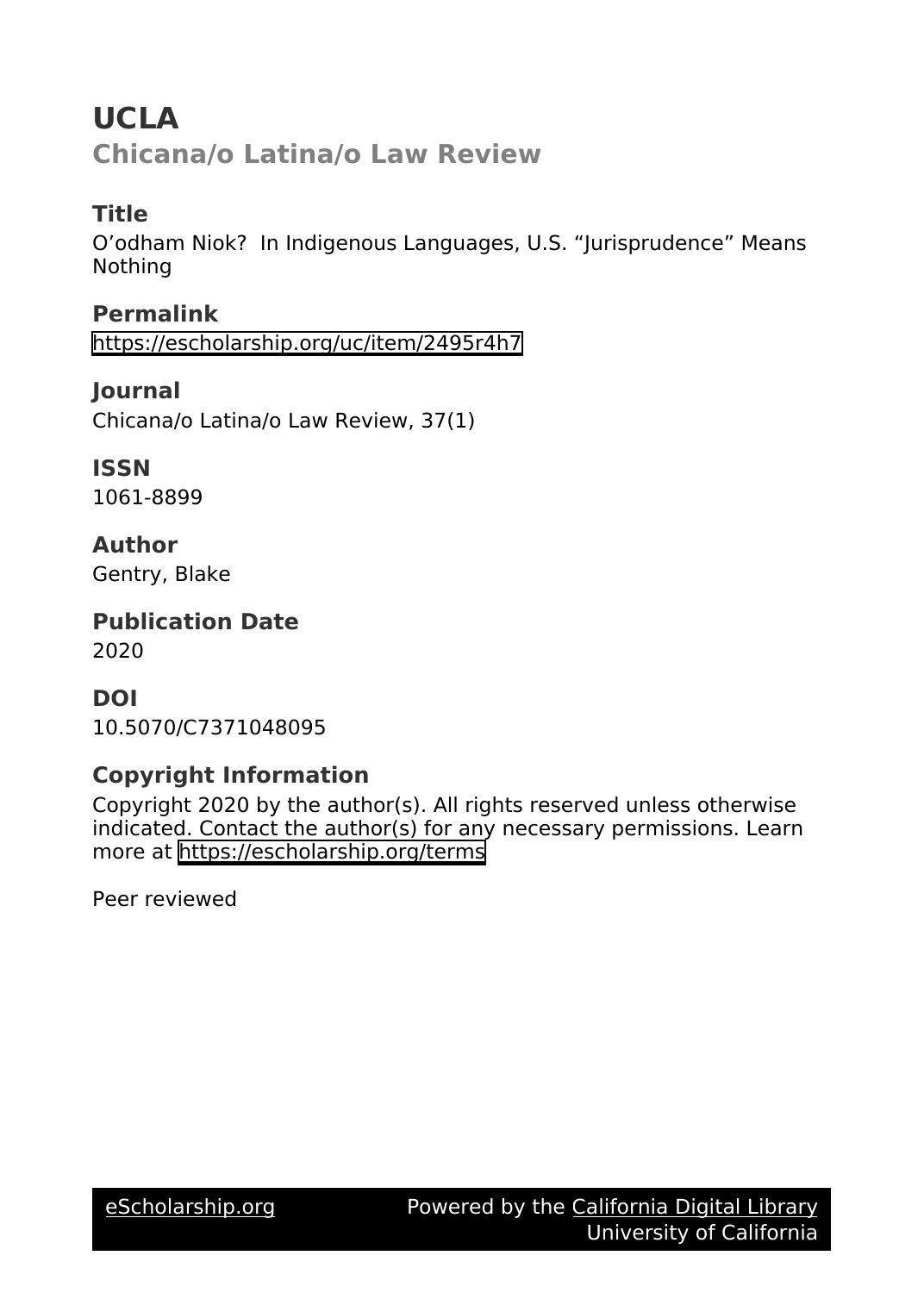# UCLA

## Chicana/o Latina/o Law Review

### Title

O'odham Niok? In Indigenous Languages, U.S. "Jurisprudence" Means Nothing

### Permalink

https://escholarship.org/uc/item/2495r4h7

### Journal

Chicana/o Latina/o Law Review, 37(1)

### ISSN

1061-8899

### Author

Gentry, Blake

### Publication Date

2020

### DOI

10.5070/C7371048095

### Copyright Information

Copyright 2020 by the author(s). All rights reserved unless otherwise indicated. Contact the author(s) for any necessary permissions. Learn more at https://escholarship.org/terms

Peer reviewed

eScholarship.org Powered by the California Digital Library University of California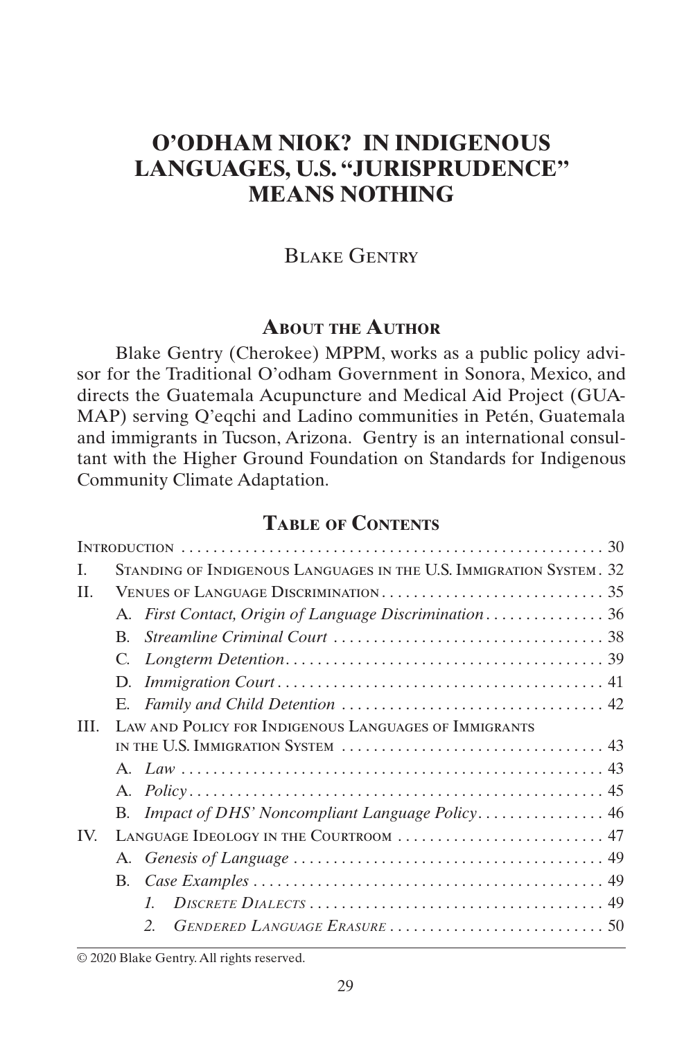# O'ODHAM NIOK? IN INDIGENOUS LANGUAGES, U.S. "JURISPRUDENCE" MEANS NOTHING

Blake Gentry

## About the Author

Blake Gentry (Cherokee) MPPM, works as a public policy advisor for the Traditional O'odham Government in Sonora, Mexico, and directs the Guatemala Acupuncture and Medical Aid Project (GUAMAP) serving Q'eqchi and Ladino communities in Petén, Guatemala and immigrants in Tucson, Arizona. Gentry is an international consultant with the Higher Ground Foundation on Standards for Indigenous Community Climate Adaptation.

## Table of Contents

| | | |
|---|---|---|
| Introduction | | 30 |
| I. | Standing of Indigenous Languages in the U.S. Immigration System | 32 |
| II. | Venues of Language Discrimination | 35 |
| | A. *First Contact, Origin of Language Discrimination* | 36 |
| | B. *Streamline Criminal Court* | 38 |
| | C. *Longterm Detention* | 39 |
| | D. *Immigration Court* | 41 |
| | E. *Family and Child Detention* | 42 |
| III. | Law and Policy for Indigenous Languages of Immigrants in the U.S. Immigration System | 43 |
| | A. *Law* | 43 |
| | A. *Policy* | 45 |
| | B. *Impact of DHS' Noncompliant Language Policy* | 46 |
| IV. | Language Ideology in the Courtroom | 47 |
| | A. *Genesis of Language* | 49 |
| | B. *Case Examples* | 49 |
| | 1. *Discrete Dialects* | 49 |
| | 2. *Gendered Language Erasure* | 50 |

© 2020 Blake Gentry. All rights reserved.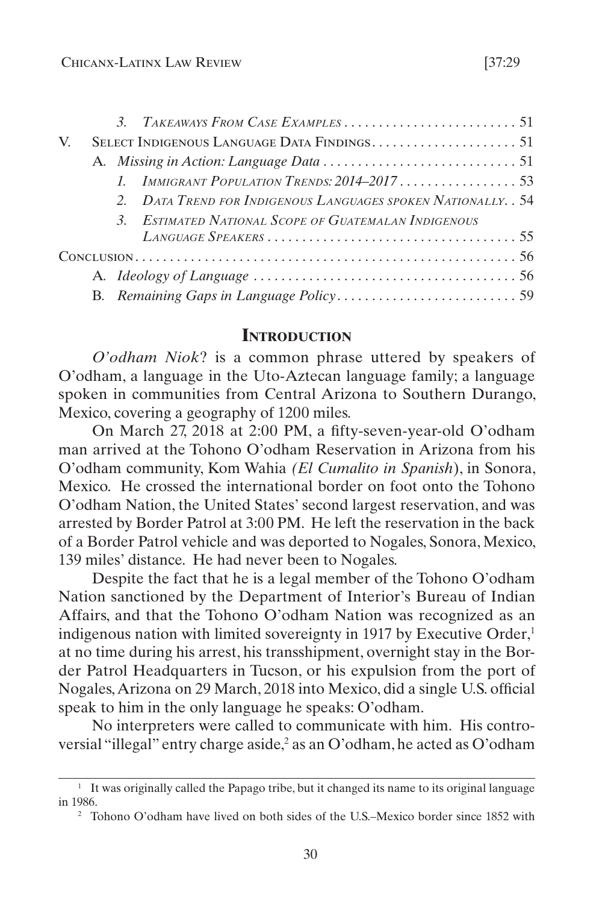3. *Takeaways From Case Examples* . . . . . . . . . . . . . . . . . . . . . . . . . 51

V. Select Indigenous Language Data Findings . . . . . . . . . . . . . . . . . . . . . 51

A. *Missing in Action: Language Data* . . . . . . . . . . . . . . . . . . . . . . . . . . . . 51

1. *Immigrant Population Trends: 2014–2017* . . . . . . . . . . . . . . . . . 53

2. *Data Trend for Indigenous Languages spoken Nationally* . . 54

3. *Estimated National Scope of Guatemalan Indigenous Language Speakers* . . . . . . . . . . . . . . . . . . . . . . . . . . . . . . . . . . . . . 55

Conclusion . . . . . . . . . . . . . . . . . . . . . . . . . . . . . . . . . . . . . . . . . . . . . . . . . . . . . 56

A. *Ideology of Language* . . . . . . . . . . . . . . . . . . . . . . . . . . . . . . . . . . . . . . 56

B. *Remaining Gaps in Language Policy* . . . . . . . . . . . . . . . . . . . . . . . . . . 59

## Introduction

*O'odham Niok*? is a common phrase uttered by speakers of O'odham, a language in the Uto-Aztecan language family; a language spoken in communities from Central Arizona to Southern Durango, Mexico, covering a geography of 1200 miles.

On March 27, 2018 at 2:00 PM, a fifty-seven-year-old O'odham man arrived at the Tohono O'odham Reservation in Arizona from his O'odham community, Kom Wahia *(El Cumalito in Spanish*), in Sonora, Mexico. He crossed the international border on foot onto the Tohono O'odham Nation, the United States' second largest reservation, and was arrested by Border Patrol at 3:00 PM. He left the reservation in the back of a Border Patrol vehicle and was deported to Nogales, Sonora, Mexico, 139 miles' distance. He had never been to Nogales.

Despite the fact that he is a legal member of the Tohono O'odham Nation sanctioned by the Department of Interior's Bureau of Indian Affairs, and that the Tohono O'odham Nation was recognized as an indigenous nation with limited sovereignty in 1917 by Executive Order,[1] at no time during his arrest, his transshipment, overnight stay in the Border Patrol Headquarters in Tucson, or his expulsion from the port of Nogales, Arizona on 29 March, 2018 into Mexico, did a single U.S. official speak to him in the only language he speaks: O'odham.

No interpreters were called to communicate with him. His controversial "illegal" entry charge aside,[2] as an O'odham, he acted as O'odham

---

[1] It was originally called the Papago tribe, but it changed its name to its original language in 1986.

[2] Tohono O'odham have lived on both sides of the U.S.–Mexico border since 1852 with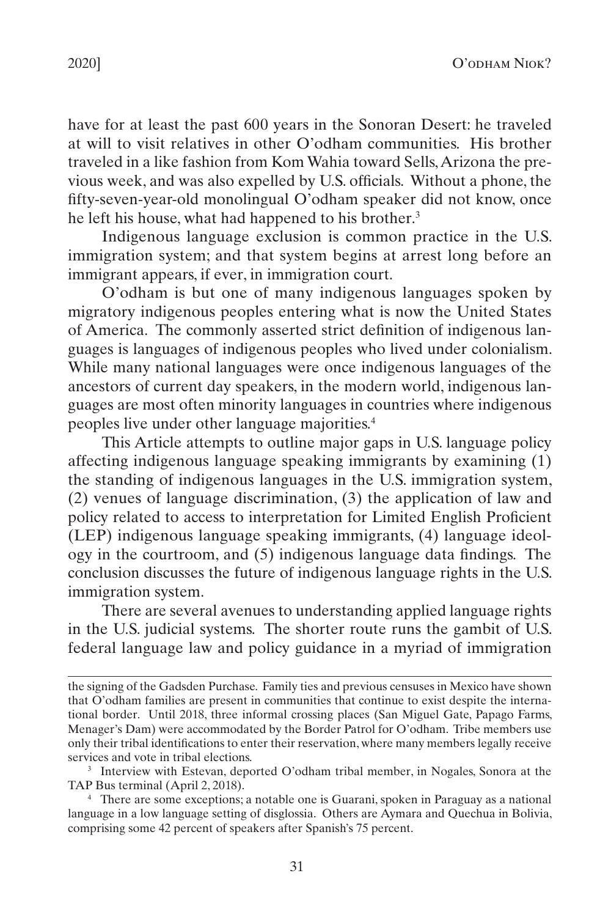have for at least the past 600 years in the Sonoran Desert: he traveled at will to visit relatives in other O'odham communities. His brother traveled in a like fashion from Kom Wahia toward Sells, Arizona the previous week, and was also expelled by U.S. officials. Without a phone, the fifty-seven-year-old monolingual O'odham speaker did not know, once he left his house, what had happened to his brother.[3]

Indigenous language exclusion is common practice in the U.S. immigration system; and that system begins at arrest long before an immigrant appears, if ever, in immigration court.

O'odham is but one of many indigenous languages spoken by migratory indigenous peoples entering what is now the United States of America. The commonly asserted strict definition of indigenous languages is languages of indigenous peoples who lived under colonialism. While many national languages were once indigenous languages of the ancestors of current day speakers, in the modern world, indigenous languages are most often minority languages in countries where indigenous peoples live under other language majorities.[4]

This Article attempts to outline major gaps in U.S. language policy affecting indigenous language speaking immigrants by examining (1) the standing of indigenous languages in the U.S. immigration system, (2) venues of language discrimination, (3) the application of law and policy related to access to interpretation for Limited English Proficient (LEP) indigenous language speaking immigrants, (4) language ideology in the courtroom, and (5) indigenous language data findings. The conclusion discusses the future of indigenous language rights in the U.S. immigration system.

There are several avenues to understanding applied language rights in the U.S. judicial systems. The shorter route runs the gambit of U.S. federal language law and policy guidance in a myriad of immigration

---

the signing of the Gadsden Purchase. Family ties and previous censuses in Mexico have shown that O'odham families are present in communities that continue to exist despite the international border. Until 2018, three informal crossing places (San Miguel Gate, Papago Farms, Menager's Dam) were accommodated by the Border Patrol for O'odham. Tribe members use only their tribal identifications to enter their reservation, where many members legally receive services and vote in tribal elections.

[3] Interview with Estevan, deported O'odham tribal member, in Nogales, Sonora at the TAP Bus terminal (April 2, 2018).

[4] There are some exceptions; a notable one is Guarani, spoken in Paraguay as a national language in a low language setting of disglossia. Others are Aymara and Quechua in Bolivia, comprising some 42 percent of speakers after Spanish's 75 percent.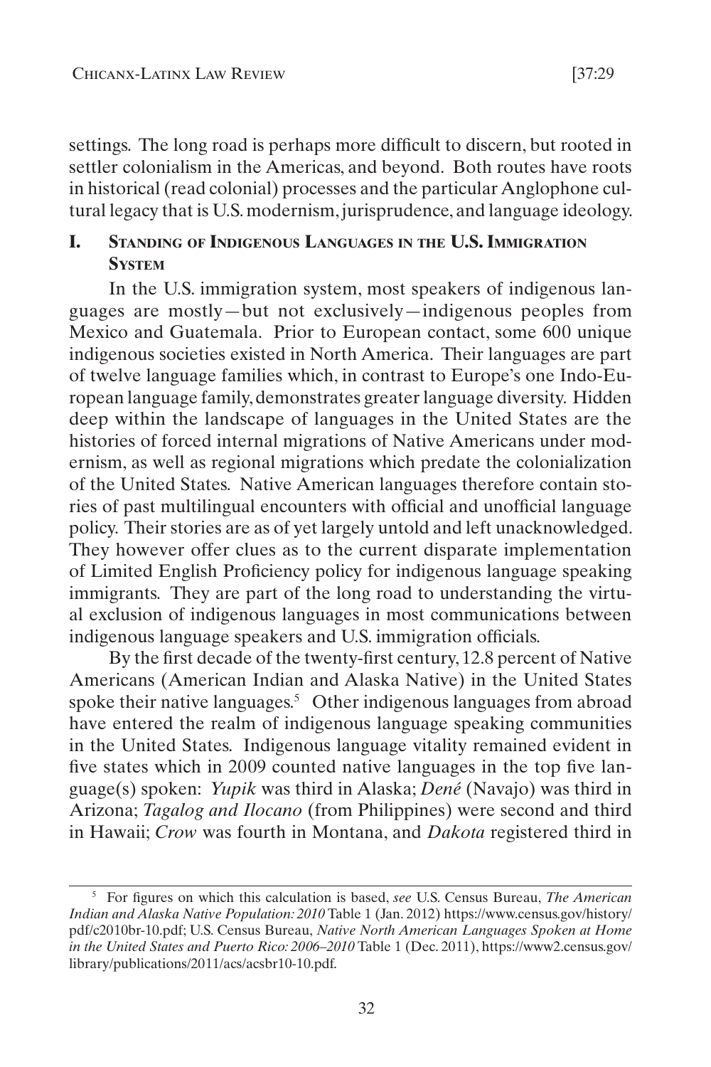settings. The long road is perhaps more difficult to discern, but rooted in settler colonialism in the Americas, and beyond. Both routes have roots in historical (read colonial) processes and the particular Anglophone cultural legacy that is U.S. modernism, jurisprudence, and language ideology.

## I. Standing of Indigenous Languages in the U.S. Immigration System

In the U.S. immigration system, most speakers of indigenous languages are mostly—but not exclusively—indigenous peoples from Mexico and Guatemala. Prior to European contact, some 600 unique indigenous societies existed in North America. Their languages are part of twelve language families which, in contrast to Europe's one Indo-European language family, demonstrates greater language diversity. Hidden deep within the landscape of languages in the United States are the histories of forced internal migrations of Native Americans under modernism, as well as regional migrations which predate the colonialization of the United States. Native American languages therefore contain stories of past multilingual encounters with official and unofficial language policy. Their stories are as of yet largely untold and left unacknowledged. They however offer clues as to the current disparate implementation of Limited English Proficiency policy for indigenous language speaking immigrants. They are part of the long road to understanding the virtual exclusion of indigenous languages in most communications between indigenous language speakers and U.S. immigration officials.

By the first decade of the twenty-first century, 12.8 percent of Native Americans (American Indian and Alaska Native) in the United States spoke their native languages.[5] Other indigenous languages from abroad have entered the realm of indigenous language speaking communities in the United States. Indigenous language vitality remained evident in five states which in 2009 counted native languages in the top five language(s) spoken: *Yupik* was third in Alaska; *Dené* (Navajo) was third in Arizona; *Tagalog and Ilocano* (from Philippines) were second and third in Hawaii; *Crow* was fourth in Montana, and *Dakota* registered third in

---

[5] For figures on which this calculation is based, *see* U.S. Census Bureau, *The American Indian and Alaska Native Population: 2010* Table 1 (Jan. 2012) https://www.census.gov/history/pdf/c2010br-10.pdf; U.S. Census Bureau, *Native North American Languages Spoken at Home in the United States and Puerto Rico: 2006–2010* Table 1 (Dec. 2011), https://www2.census.gov/library/publications/2011/acs/acsbr10-10.pdf.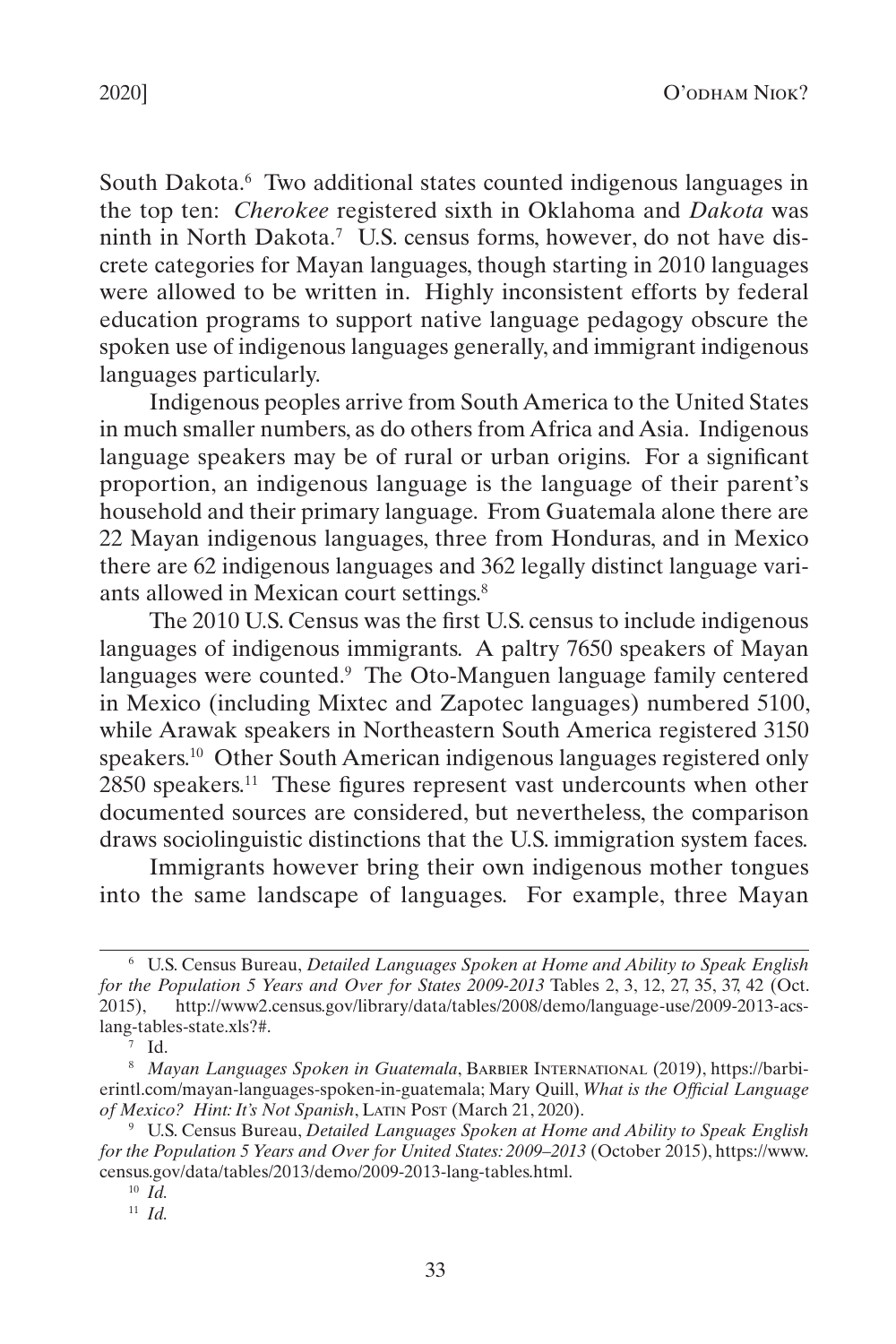South Dakota.[6] Two additional states counted indigenous languages in the top ten: *Cherokee* registered sixth in Oklahoma and *Dakota* was ninth in North Dakota.[7] U.S. census forms, however, do not have discrete categories for Mayan languages, though starting in 2010 languages were allowed to be written in. Highly inconsistent efforts by federal education programs to support native language pedagogy obscure the spoken use of indigenous languages generally, and immigrant indigenous languages particularly.

Indigenous peoples arrive from South America to the United States in much smaller numbers, as do others from Africa and Asia. Indigenous language speakers may be of rural or urban origins. For a significant proportion, an indigenous language is the language of their parent's household and their primary language. From Guatemala alone there are 22 Mayan indigenous languages, three from Honduras, and in Mexico there are 62 indigenous languages and 362 legally distinct language variants allowed in Mexican court settings.[8]

The 2010 U.S. Census was the first U.S. census to include indigenous languages of indigenous immigrants. A paltry 7650 speakers of Mayan languages were counted.[9] The Oto-Manguen language family centered in Mexico (including Mixtec and Zapotec languages) numbered 5100, while Arawak speakers in Northeastern South America registered 3150 speakers.[10] Other South American indigenous languages registered only 2850 speakers.[11] These figures represent vast undercounts when other documented sources are considered, but nevertheless, the comparison draws sociolinguistic distinctions that the U.S. immigration system faces.

Immigrants however bring their own indigenous mother tongues into the same landscape of languages. For example, three Mayan

---

[6] U.S. Census Bureau, *Detailed Languages Spoken at Home and Ability to Speak English for the Population 5 Years and Over for States 2009-2013* Tables 2, 3, 12, 27, 35, 37, 42 (Oct. 2015), http://www2.census.gov/library/data/tables/2008/demo/language-use/2009-2013-acs-lang-tables-state.xls?#.

[7] Id.

[8] *Mayan Languages Spoken in Guatemala*, Barbier International (2019), https://barbierintl.com/mayan-languages-spoken-in-guatemala; Mary Quill, *What is the Official Language of Mexico? Hint: It's Not Spanish*, Latin Post (March 21, 2020).

[9] U.S. Census Bureau, *Detailed Languages Spoken at Home and Ability to Speak English for the Population 5 Years and Over for United States: 2009–2013* (October 2015), https://www.census.gov/data/tables/2013/demo/2009-2013-lang-tables.html.

[10] *Id.*

[11] *Id.*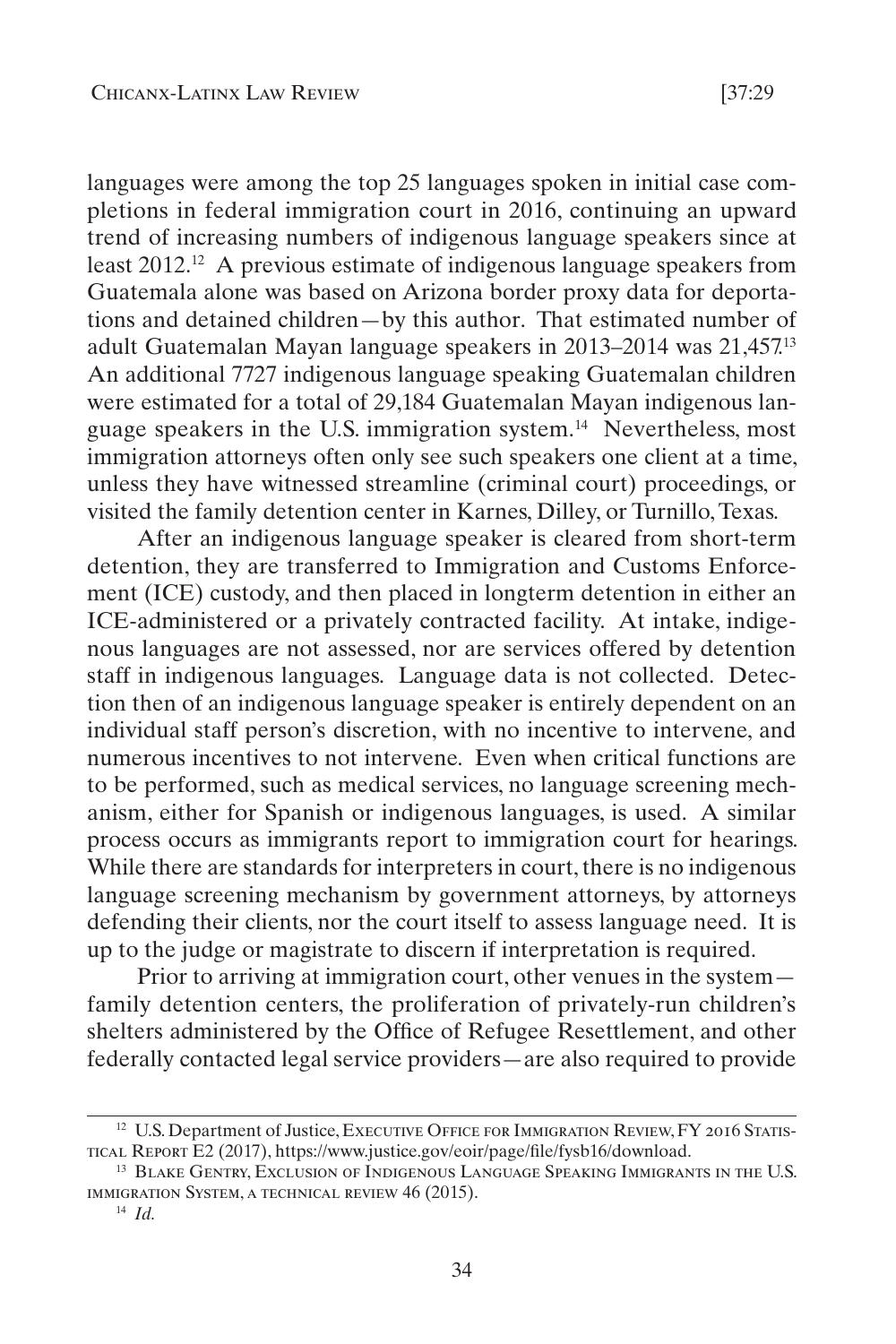languages were among the top 25 languages spoken in initial case completions in federal immigration court in 2016, continuing an upward trend of increasing numbers of indigenous language speakers since at least 2012.[12] A previous estimate of indigenous language speakers from Guatemala alone was based on Arizona border proxy data for deportations and detained children—by this author. That estimated number of adult Guatemalan Mayan language speakers in 2013–2014 was 21,457.[13] An additional 7727 indigenous language speaking Guatemalan children were estimated for a total of 29,184 Guatemalan Mayan indigenous language speakers in the U.S. immigration system.[14] Nevertheless, most immigration attorneys often only see such speakers one client at a time, unless they have witnessed streamline (criminal court) proceedings, or visited the family detention center in Karnes, Dilley, or Turnillo, Texas.

After an indigenous language speaker is cleared from short-term detention, they are transferred to Immigration and Customs Enforcement (ICE) custody, and then placed in longterm detention in either an ICE-administered or a privately contracted facility. At intake, indigenous languages are not assessed, nor are services offered by detention staff in indigenous languages. Language data is not collected. Detection then of an indigenous language speaker is entirely dependent on an individual staff person's discretion, with no incentive to intervene, and numerous incentives to not intervene. Even when critical functions are to be performed, such as medical services, no language screening mechanism, either for Spanish or indigenous languages, is used. A similar process occurs as immigrants report to immigration court for hearings. While there are standards for interpreters in court, there is no indigenous language screening mechanism by government attorneys, by attorneys defending their clients, nor the court itself to assess language need. It is up to the judge or magistrate to discern if interpretation is required.

Prior to arriving at immigration court, other venues in the system—family detention centers, the proliferation of privately-run children's shelters administered by the Office of Refugee Resettlement, and other federally contacted legal service providers—are also required to provide

---

[12] U.S. Department of Justice, Executive Office for Immigration Review, FY 2016 Statistical Report E2 (2017), https://www.justice.gov/eoir/page/file/fysb16/download.

[13] Blake Gentry, Exclusion of Indigenous Language Speaking Immigrants in the U.S. immigration System, a technical review 46 (2015).

[14] *Id.*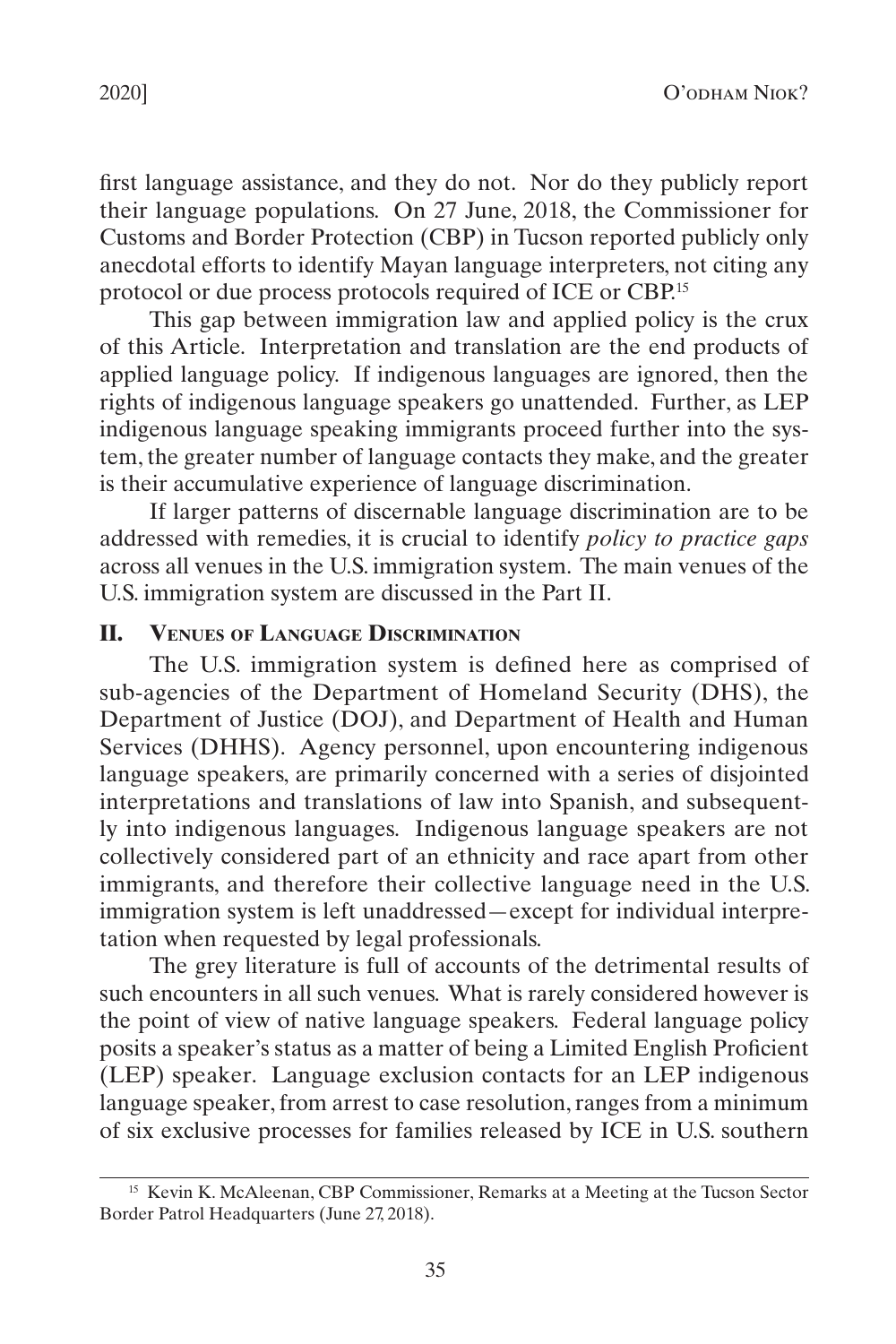first language assistance, and they do not. Nor do they publicly report their language populations. On 27 June, 2018, the Commissioner for Customs and Border Protection (CBP) in Tucson reported publicly only anecdotal efforts to identify Mayan language interpreters, not citing any protocol or due process protocols required of ICE or CBP.[15]

This gap between immigration law and applied policy is the crux of this Article. Interpretation and translation are the end products of applied language policy. If indigenous languages are ignored, then the rights of indigenous language speakers go unattended. Further, as LEP indigenous language speaking immigrants proceed further into the system, the greater number of language contacts they make, and the greater is their accumulative experience of language discrimination.

If larger patterns of discernable language discrimination are to be addressed with remedies, it is crucial to identify *policy to practice gaps* across all venues in the U.S. immigration system. The main venues of the U.S. immigration system are discussed in the Part II.

## II. Venues of Language Discrimination

The U.S. immigration system is defined here as comprised of sub-agencies of the Department of Homeland Security (DHS), the Department of Justice (DOJ), and Department of Health and Human Services (DHHS). Agency personnel, upon encountering indigenous language speakers, are primarily concerned with a series of disjointed interpretations and translations of law into Spanish, and subsequently into indigenous languages. Indigenous language speakers are not collectively considered part of an ethnicity and race apart from other immigrants, and therefore their collective language need in the U.S. immigration system is left unaddressed—except for individual interpretation when requested by legal professionals.

The grey literature is full of accounts of the detrimental results of such encounters in all such venues. What is rarely considered however is the point of view of native language speakers. Federal language policy posits a speaker's status as a matter of being a Limited English Proficient (LEP) speaker. Language exclusion contacts for an LEP indigenous language speaker, from arrest to case resolution, ranges from a minimum of six exclusive processes for families released by ICE in U.S. southern

[15] Kevin K. McAleenan, CBP Commissioner, Remarks at a Meeting at the Tucson Sector Border Patrol Headquarters (June 27, 2018).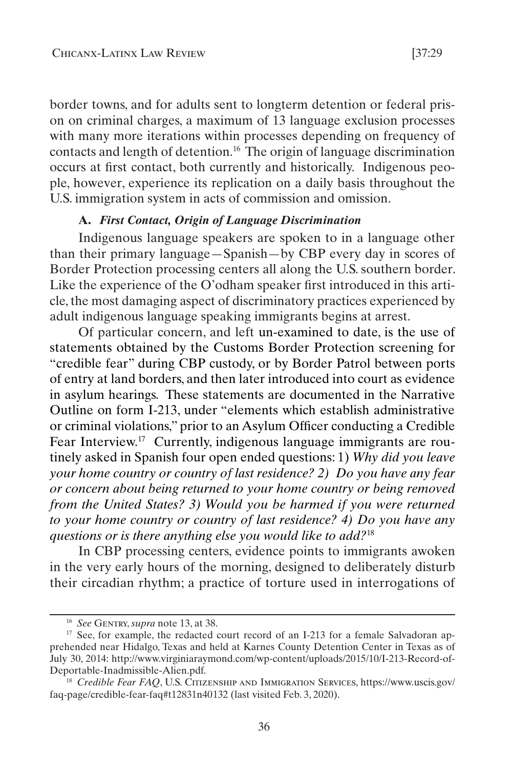border towns, and for adults sent to longterm detention or federal prison on criminal charges, a maximum of 13 language exclusion processes with many more iterations within processes depending on frequency of contacts and length of detention.[16] The origin of language discrimination occurs at first contact, both currently and historically. Indigenous people, however, experience its replication on a daily basis throughout the U.S. immigration system in acts of commission and omission.

### A. *First Contact, Origin of Language Discrimination*

Indigenous language speakers are spoken to in a language other than their primary language—Spanish—by CBP every day in scores of Border Protection processing centers all along the U.S. southern border. Like the experience of the O'odham speaker first introduced in this article, the most damaging aspect of discriminatory practices experienced by adult indigenous language speaking immigrants begins at arrest.

Of particular concern, and left un-examined to date, is the use of statements obtained by the Customs Border Protection screening for "credible fear" during CBP custody, or by Border Patrol between ports of entry at land borders, and then later introduced into court as evidence in asylum hearings. These statements are documented in the Narrative Outline on form I-213, under "elements which establish administrative or criminal violations," prior to an Asylum Officer conducting a Credible Fear Interview.[17] Currently, indigenous language immigrants are routinely asked in Spanish four open ended questions: 1) *Why did you leave your home country or country of last residence? 2) Do you have any fear or concern about being returned to your home country or being removed from the United States? 3) Would you be harmed if you were returned to your home country or country of last residence? 4) Do you have any questions or is there anything else you would like to add?*[18]

In CBP processing centers, evidence points to immigrants awoken in the very early hours of the morning, designed to deliberately disturb their circadian rhythm; a practice of torture used in interrogations of

---

[16] *See* Gentry, *supra* note 13, at 38.

[17] See, for example, the redacted court record of an I-213 for a female Salvadoran apprehended near Hidalgo, Texas and held at Karnes County Detention Center in Texas as of July 30, 2014: http://www.virginiaraymond.com/wp-content/uploads/2015/10/I-213-Record-of-Deportable-Inadmissible-Alien.pdf.

[18] *Credible Fear FAQ*, U.S. Citizenship and Immigration Services, https://www.uscis.gov/faq-page/credible-fear-faq#t12831n40132 (last visited Feb. 3, 2020).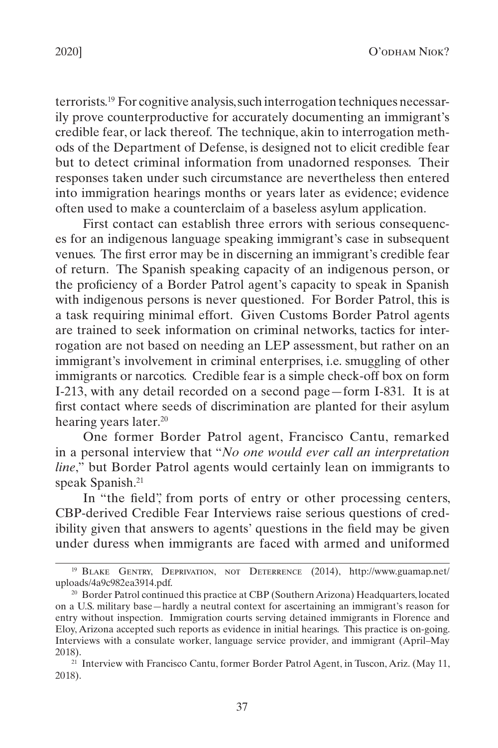terrorists.[19] For cognitive analysis, such interrogation techniques necessarily prove counterproductive for accurately documenting an immigrant's credible fear, or lack thereof. The technique, akin to interrogation methods of the Department of Defense, is designed not to elicit credible fear but to detect criminal information from unadorned responses. Their responses taken under such circumstance are nevertheless then entered into immigration hearings months or years later as evidence; evidence often used to make a counterclaim of a baseless asylum application.

First contact can establish three errors with serious consequences for an indigenous language speaking immigrant's case in subsequent venues. The first error may be in discerning an immigrant's credible fear of return. The Spanish speaking capacity of an indigenous person, or the proficiency of a Border Patrol agent's capacity to speak in Spanish with indigenous persons is never questioned. For Border Patrol, this is a task requiring minimal effort. Given Customs Border Patrol agents are trained to seek information on criminal networks, tactics for interrogation are not based on needing an LEP assessment, but rather on an immigrant's involvement in criminal enterprises, i.e. smuggling of other immigrants or narcotics. Credible fear is a simple check-off box on form I-213, with any detail recorded on a second page—form I-831. It is at first contact where seeds of discrimination are planted for their asylum hearing years later.[20]

One former Border Patrol agent, Francisco Cantu, remarked in a personal interview that "*No one would ever call an interpretation line*," but Border Patrol agents would certainly lean on immigrants to speak Spanish.[21]

In "the field", from ports of entry or other processing centers, CBP-derived Credible Fear Interviews raise serious questions of credibility given that answers to agents' questions in the field may be given under duress when immigrants are faced with armed and uniformed

---

[19] Blake Gentry, Deprivation, not Deterrence (2014), http://www.guamap.net/uploads/4a9c982ea3914.pdf.

[20] Border Patrol continued this practice at CBP (Southern Arizona) Headquarters, located on a U.S. military base—hardly a neutral context for ascertaining an immigrant's reason for entry without inspection. Immigration courts serving detained immigrants in Florence and Eloy, Arizona accepted such reports as evidence in initial hearings. This practice is on-going. Interviews with a consulate worker, language service provider, and immigrant (April–May 2018).

[21] Interview with Francisco Cantu, former Border Patrol Agent, in Tuscon, Ariz. (May 11, 2018).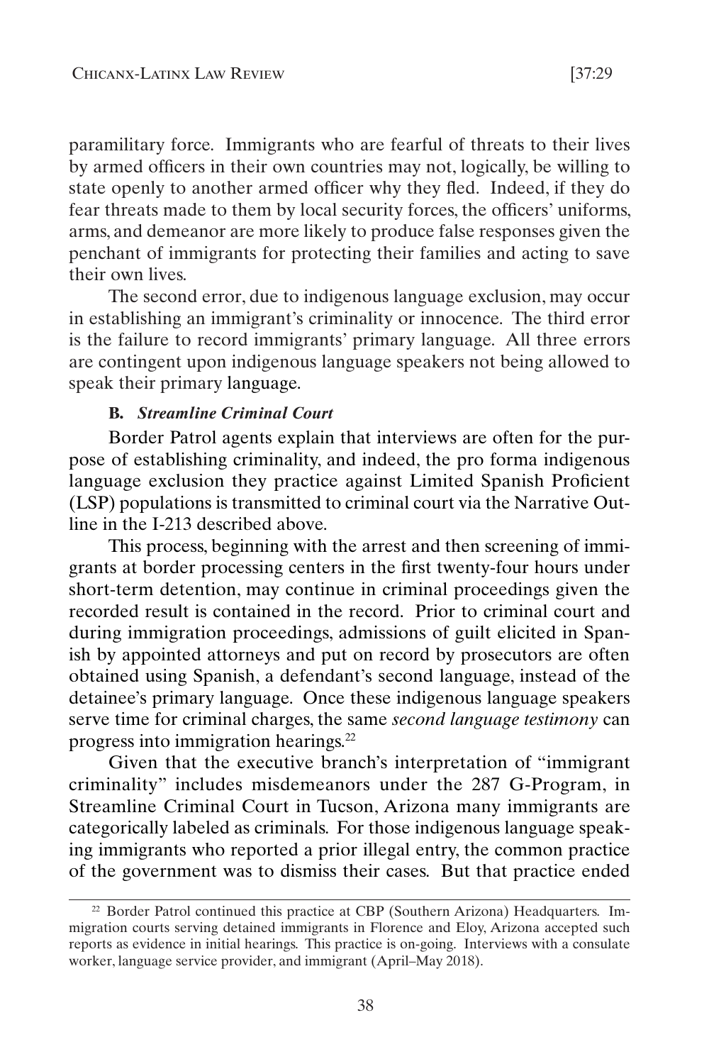paramilitary force. Immigrants who are fearful of threats to their lives by armed officers in their own countries may not, logically, be willing to state openly to another armed officer why they fled. Indeed, if they do fear threats made to them by local security forces, the officers' uniforms, arms, and demeanor are more likely to produce false responses given the penchant of immigrants for protecting their families and acting to save their own lives.

The second error, due to indigenous language exclusion, may occur in establishing an immigrant's criminality or innocence. The third error is the failure to record immigrants' primary language. All three errors are contingent upon indigenous language speakers not being allowed to speak their primary language.

### B. *Streamline Criminal Court*

Border Patrol agents explain that interviews are often for the purpose of establishing criminality, and indeed, the pro forma indigenous language exclusion they practice against Limited Spanish Proficient (LSP) populations is transmitted to criminal court via the Narrative Outline in the I-213 described above.

This process, beginning with the arrest and then screening of immigrants at border processing centers in the first twenty-four hours under short-term detention, may continue in criminal proceedings given the recorded result is contained in the record. Prior to criminal court and during immigration proceedings, admissions of guilt elicited in Spanish by appointed attorneys and put on record by prosecutors are often obtained using Spanish, a defendant's second language, instead of the detainee's primary language. Once these indigenous language speakers serve time for criminal charges, the same *second language testimony* can progress into immigration hearings.[22]

Given that the executive branch's interpretation of "immigrant criminality" includes misdemeanors under the 287 G-Program, in Streamline Criminal Court in Tucson, Arizona many immigrants are categorically labeled as criminals. For those indigenous language speaking immigrants who reported a prior illegal entry, the common practice of the government was to dismiss their cases. But that practice ended

---

[22] Border Patrol continued this practice at CBP (Southern Arizona) Headquarters. Immigration courts serving detained immigrants in Florence and Eloy, Arizona accepted such reports as evidence in initial hearings. This practice is on-going. Interviews with a consulate worker, language service provider, and immigrant (April–May 2018).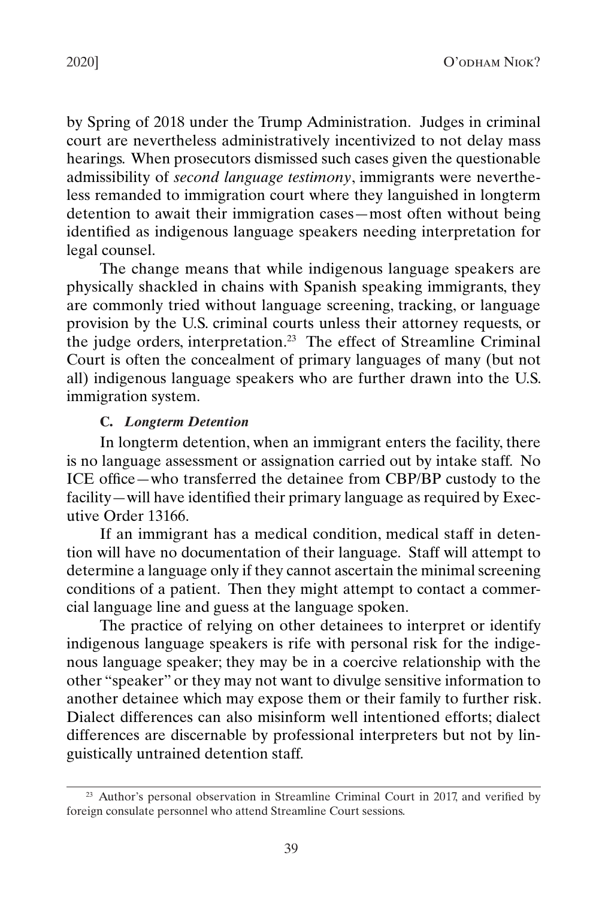by Spring of 2018 under the Trump Administration. Judges in criminal court are nevertheless administratively incentivized to not delay mass hearings. When prosecutors dismissed such cases given the questionable admissibility of *second language testimony*, immigrants were nevertheless remanded to immigration court where they languished in longterm detention to await their immigration cases—most often without being identified as indigenous language speakers needing interpretation for legal counsel.

The change means that while indigenous language speakers are physically shackled in chains with Spanish speaking immigrants, they are commonly tried without language screening, tracking, or language provision by the U.S. criminal courts unless their attorney requests, or the judge orders, interpretation.[23] The effect of Streamline Criminal Court is often the concealment of primary languages of many (but not all) indigenous language speakers who are further drawn into the U.S. immigration system.

### **C.** ***Longterm Detention***

In longterm detention, when an immigrant enters the facility, there is no language assessment or assignation carried out by intake staff. No ICE office—who transferred the detainee from CBP/BP custody to the facility—will have identified their primary language as required by Executive Order 13166.

If an immigrant has a medical condition, medical staff in detention will have no documentation of their language. Staff will attempt to determine a language only if they cannot ascertain the minimal screening conditions of a patient. Then they might attempt to contact a commercial language line and guess at the language spoken.

The practice of relying on other detainees to interpret or identify indigenous language speakers is rife with personal risk for the indigenous language speaker; they may be in a coercive relationship with the other "speaker" or they may not want to divulge sensitive information to another detainee which may expose them or their family to further risk. Dialect differences can also misinform well intentioned efforts; dialect differences are discernable by professional interpreters but not by linguistically untrained detention staff.

---

[23] Author's personal observation in Streamline Criminal Court in 2017, and verified by foreign consulate personnel who attend Streamline Court sessions.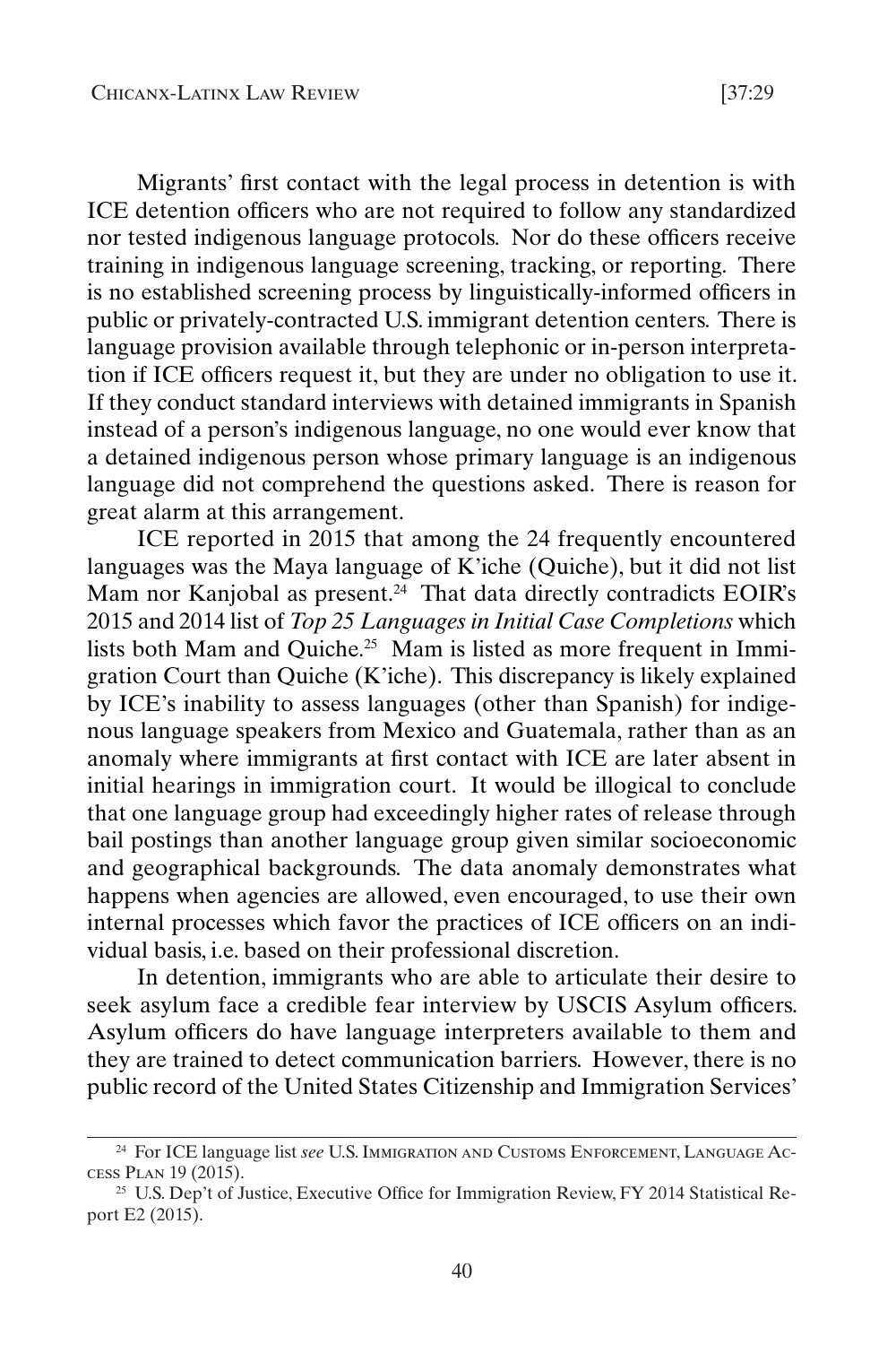Migrants' first contact with the legal process in detention is with ICE detention officers who are not required to follow any standardized nor tested indigenous language protocols. Nor do these officers receive training in indigenous language screening, tracking, or reporting. There is no established screening process by linguistically-informed officers in public or privately-contracted U.S. immigrant detention centers. There is language provision available through telephonic or in-person interpretation if ICE officers request it, but they are under no obligation to use it. If they conduct standard interviews with detained immigrants in Spanish instead of a person's indigenous language, no one would ever know that a detained indigenous person whose primary language is an indigenous language did not comprehend the questions asked. There is reason for great alarm at this arrangement.

ICE reported in 2015 that among the 24 frequently encountered languages was the Maya language of K'iche (Quiche), but it did not list Mam nor Kanjobal as present.[24] That data directly contradicts EOIR's 2015 and 2014 list of *Top 25 Languages in Initial Case Completions* which lists both Mam and Quiche.[25] Mam is listed as more frequent in Immigration Court than Quiche (K'iche). This discrepancy is likely explained by ICE's inability to assess languages (other than Spanish) for indigenous language speakers from Mexico and Guatemala, rather than as an anomaly where immigrants at first contact with ICE are later absent in initial hearings in immigration court. It would be illogical to conclude that one language group had exceedingly higher rates of release through bail postings than another language group given similar socioeconomic and geographical backgrounds. The data anomaly demonstrates what happens when agencies are allowed, even encouraged, to use their own internal processes which favor the practices of ICE officers on an individual basis, i.e. based on their professional discretion.

In detention, immigrants who are able to articulate their desire to seek asylum face a credible fear interview by USCIS Asylum officers. Asylum officers do have language interpreters available to them and they are trained to detect communication barriers. However, there is no public record of the United States Citizenship and Immigration Services'

---

[24] For ICE language list *see* U.S. Immigration and Customs Enforcement, Language Access Plan 19 (2015).

[25] U.S. Dep't of Justice, Executive Office for Immigration Review, FY 2014 Statistical Report E2 (2015).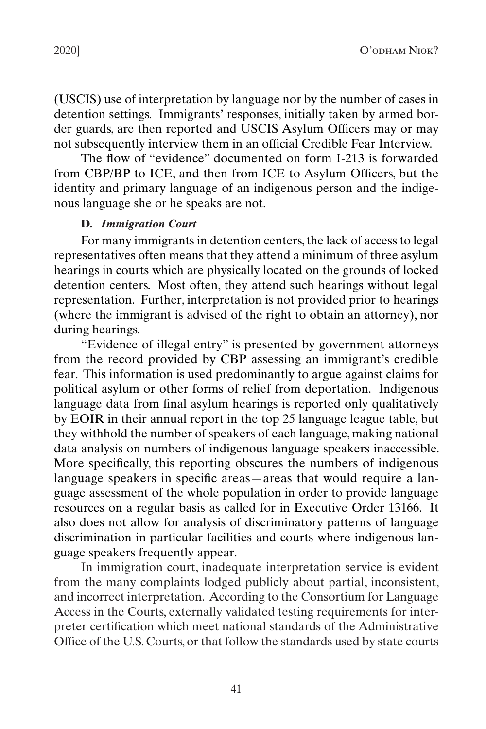(USCIS) use of interpretation by language nor by the number of cases in detention settings. Immigrants' responses, initially taken by armed border guards, are then reported and USCIS Asylum Officers may or may not subsequently interview them in an official Credible Fear Interview.

The flow of "evidence" documented on form I-213 is forwarded from CBP/BP to ICE, and then from ICE to Asylum Officers, but the identity and primary language of an indigenous person and the indigenous language she or he speaks are not.

### D. *Immigration Court*

For many immigrants in detention centers, the lack of access to legal representatives often means that they attend a minimum of three asylum hearings in courts which are physically located on the grounds of locked detention centers. Most often, they attend such hearings without legal representation. Further, interpretation is not provided prior to hearings (where the immigrant is advised of the right to obtain an attorney), nor during hearings.

"Evidence of illegal entry" is presented by government attorneys from the record provided by CBP assessing an immigrant's credible fear. This information is used predominantly to argue against claims for political asylum or other forms of relief from deportation. Indigenous language data from final asylum hearings is reported only qualitatively by EOIR in their annual report in the top 25 language league table, but they withhold the number of speakers of each language, making national data analysis on numbers of indigenous language speakers inaccessible. More specifically, this reporting obscures the numbers of indigenous language speakers in specific areas—areas that would require a language assessment of the whole population in order to provide language resources on a regular basis as called for in Executive Order 13166. It also does not allow for analysis of discriminatory patterns of language discrimination in particular facilities and courts where indigenous language speakers frequently appear.

In immigration court, inadequate interpretation service is evident from the many complaints lodged publicly about partial, inconsistent, and incorrect interpretation. According to the Consortium for Language Access in the Courts, externally validated testing requirements for interpreter certification which meet national standards of the Administrative Office of the U.S. Courts, or that follow the standards used by state courts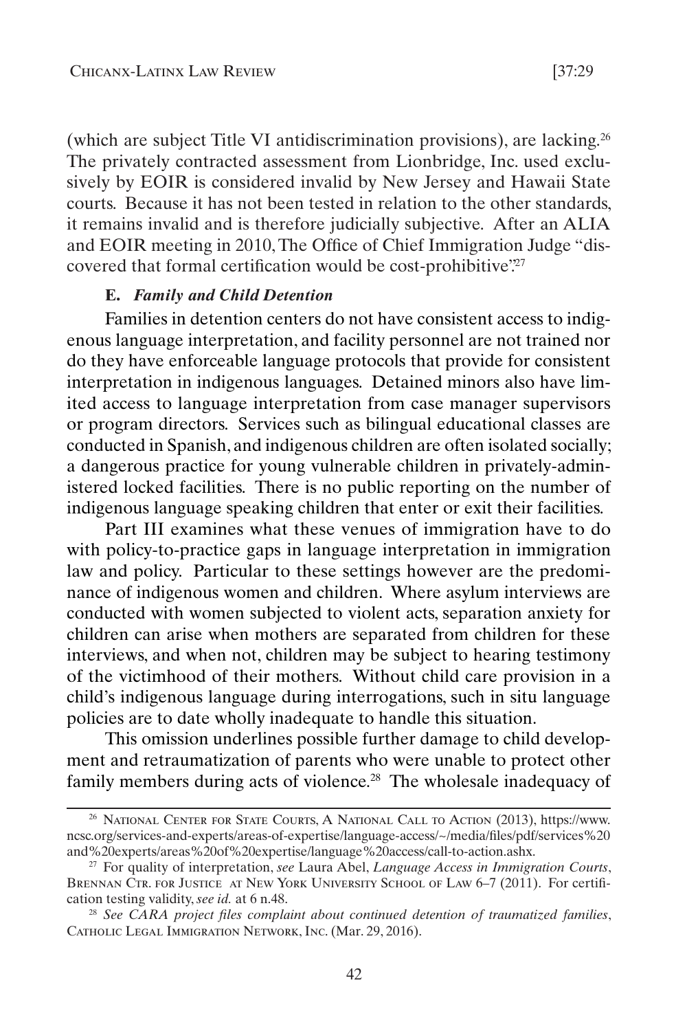(which are subject Title VI antidiscrimination provisions), are lacking.[26] The privately contracted assessment from Lionbridge, Inc. used exclusively by EOIR is considered invalid by New Jersey and Hawaii State courts. Because it has not been tested in relation to the other standards, it remains invalid and is therefore judicially subjective. After an ALIA and EOIR meeting in 2010, The Office of Chief Immigration Judge "discovered that formal certification would be cost-prohibitive".[27]

### E. *Family and Child Detention*

Families in detention centers do not have consistent access to indigenous language interpretation, and facility personnel are not trained nor do they have enforceable language protocols that provide for consistent interpretation in indigenous languages. Detained minors also have limited access to language interpretation from case manager supervisors or program directors. Services such as bilingual educational classes are conducted in Spanish, and indigenous children are often isolated socially; a dangerous practice for young vulnerable children in privately-administered locked facilities. There is no public reporting on the number of indigenous language speaking children that enter or exit their facilities.

Part III examines what these venues of immigration have to do with policy-to-practice gaps in language interpretation in immigration law and policy. Particular to these settings however are the predominance of indigenous women and children. Where asylum interviews are conducted with women subjected to violent acts, separation anxiety for children can arise when mothers are separated from children for these interviews, and when not, children may be subject to hearing testimony of the victimhood of their mothers. Without child care provision in a child's indigenous language during interrogations, such in situ language policies are to date wholly inadequate to handle this situation.

This omission underlines possible further damage to child development and retraumatization of parents who were unable to protect other family members during acts of violence.[28] The wholesale inadequacy of

---

[26] National Center for State Courts, A National Call to Action (2013), https://www.ncsc.org/services-and-experts/areas-of-expertise/language-access/~/media/files/pdf/services%20and%20experts/areas%20of%20expertise/language%20access/call-to-action.ashx.

[27] For quality of interpretation, *see* Laura Abel, *Language Access in Immigration Courts*, Brennan Ctr. for Justice at New York University School of Law 6–7 (2011). For certification testing validity, *see id.* at 6 n.48.

[28] *See CARA project files complaint about continued detention of traumatized families*, Catholic Legal Immigration Network, Inc. (Mar. 29, 2016).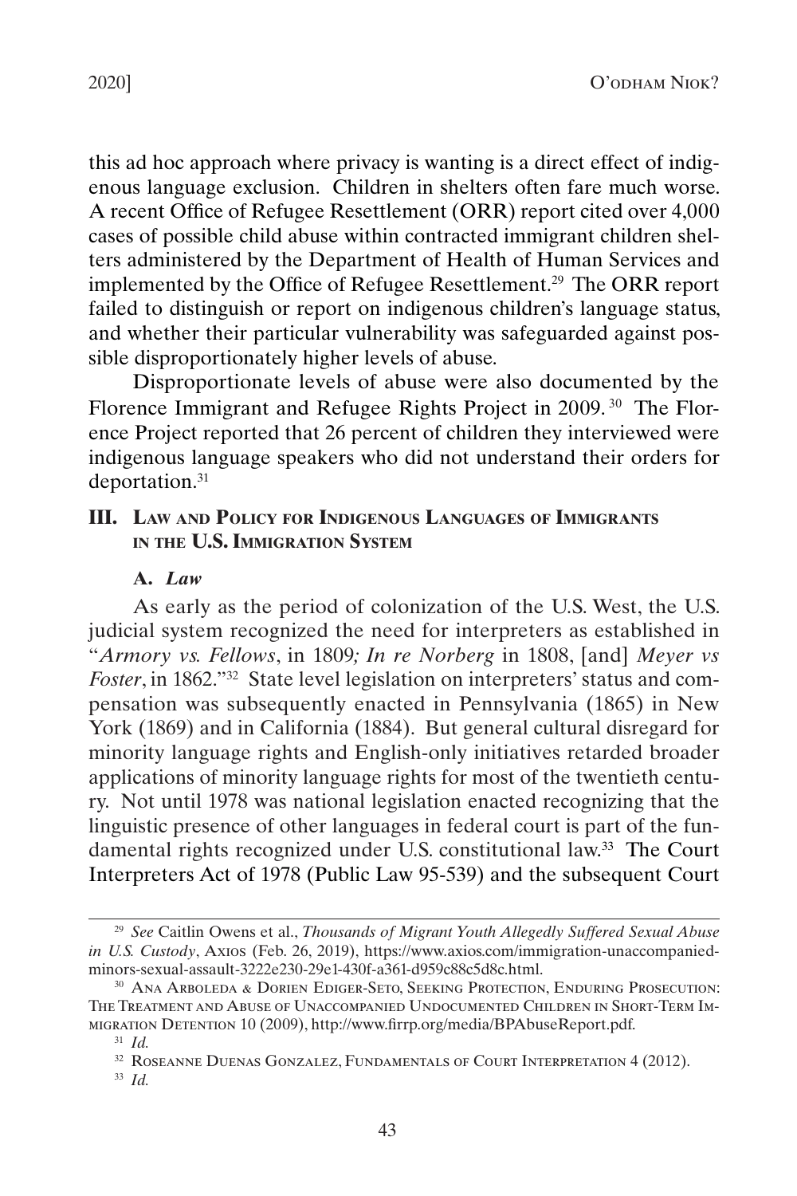this ad hoc approach where privacy is wanting is a direct effect of indigenous language exclusion. Children in shelters often fare much worse. A recent Office of Refugee Resettlement (ORR) report cited over 4,000 cases of possible child abuse within contracted immigrant children shelters administered by the Department of Health of Human Services and implemented by the Office of Refugee Resettlement.[29] The ORR report failed to distinguish or report on indigenous children's language status, and whether their particular vulnerability was safeguarded against possible disproportionately higher levels of abuse.

Disproportionate levels of abuse were also documented by the Florence Immigrant and Refugee Rights Project in 2009.[30] The Florence Project reported that 26 percent of children they interviewed were indigenous language speakers who did not understand their orders for deportation.[31]

## III. Law and Policy for Indigenous Languages of Immigrants in the U.S. Immigration System

### A. *Law*

As early as the period of colonization of the U.S. West, the U.S. judicial system recognized the need for interpreters as established in "*Armory vs. Fellows*, in 1809*; In re Norberg* in 1808, [and] *Meyer vs Foster*, in 1862."[32] State level legislation on interpreters' status and compensation was subsequently enacted in Pennsylvania (1865) in New York (1869) and in California (1884). But general cultural disregard for minority language rights and English-only initiatives retarded broader applications of minority language rights for most of the twentieth century. Not until 1978 was national legislation enacted recognizing that the linguistic presence of other languages in federal court is part of the fundamental rights recognized under U.S. constitutional law.[33] The Court Interpreters Act of 1978 (Public Law 95-539) and the subsequent Court

---

[29] *See* Caitlin Owens et al., *Thousands of Migrant Youth Allegedly Suffered Sexual Abuse in U.S. Custody*, Axios (Feb. 26, 2019), https://www.axios.com/immigration-unaccompanied-minors-sexual-assault-3222e230-29e1-430f-a361-d959c88c5d8c.html.

[30] Ana Arboleda & Dorien Ediger-Seto, Seeking Protection, Enduring Prosecution: The Treatment and Abuse of Unaccompanied Undocumented Children in Short-Term Immigration Detention 10 (2009), http://www.firrp.org/media/BPAbuseReport.pdf.

[31] *Id.*

[32] Roseanne Duenas Gonzalez, Fundamentals of Court Interpretation 4 (2012).

[33] *Id.*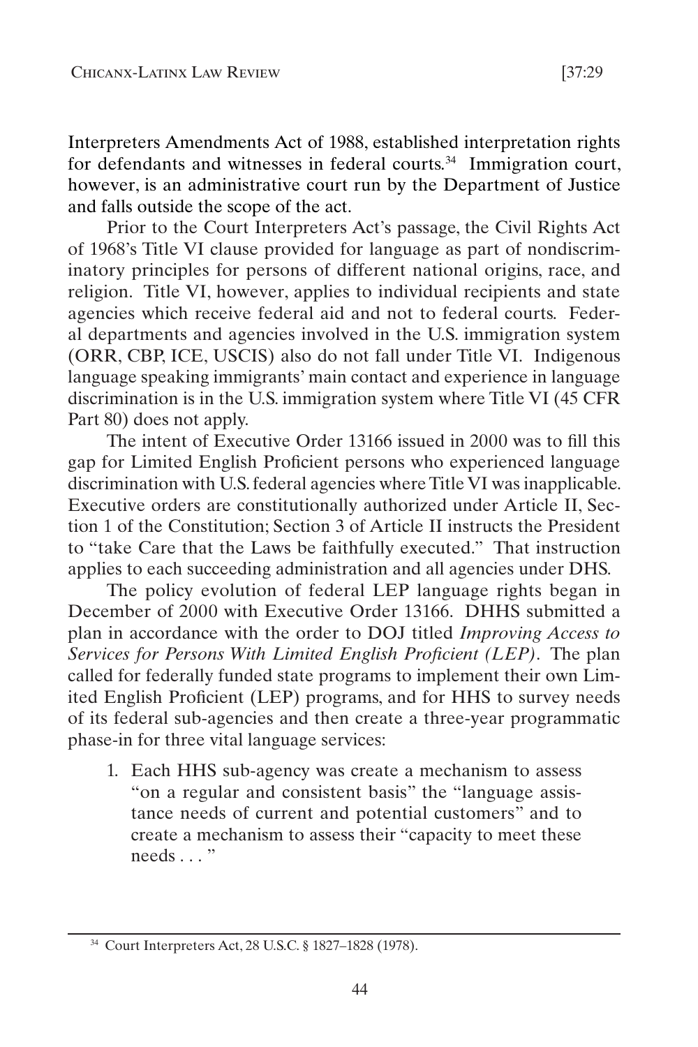Interpreters Amendments Act of 1988, established interpretation rights for defendants and witnesses in federal courts.[34] Immigration court, however, is an administrative court run by the Department of Justice and falls outside the scope of the act.

Prior to the Court Interpreters Act's passage, the Civil Rights Act of 1968's Title VI clause provided for language as part of nondiscriminatory principles for persons of different national origins, race, and religion. Title VI, however, applies to individual recipients and state agencies which receive federal aid and not to federal courts. Federal departments and agencies involved in the U.S. immigration system (ORR, CBP, ICE, USCIS) also do not fall under Title VI. Indigenous language speaking immigrants' main contact and experience in language discrimination is in the U.S. immigration system where Title VI (45 CFR Part 80) does not apply.

The intent of Executive Order 13166 issued in 2000 was to fill this gap for Limited English Proficient persons who experienced language discrimination with U.S. federal agencies where Title VI was inapplicable. Executive orders are constitutionally authorized under Article II, Section 1 of the Constitution; Section 3 of Article II instructs the President to "take Care that the Laws be faithfully executed." That instruction applies to each succeeding administration and all agencies under DHS.

The policy evolution of federal LEP language rights began in December of 2000 with Executive Order 13166. DHHS submitted a plan in accordance with the order to DOJ titled *Improving Access to Services for Persons With Limited English Proficient (LEP)*. The plan called for federally funded state programs to implement their own Limited English Proficient (LEP) programs, and for HHS to survey needs of its federal sub-agencies and then create a three-year programmatic phase-in for three vital language services:

1. Each HHS sub-agency was create a mechanism to assess "on a regular and consistent basis" the "language assistance needs of current and potential customers" and to create a mechanism to assess their "capacity to meet these needs . . . "

[34] Court Interpreters Act, 28 U.S.C. § 1827–1828 (1978).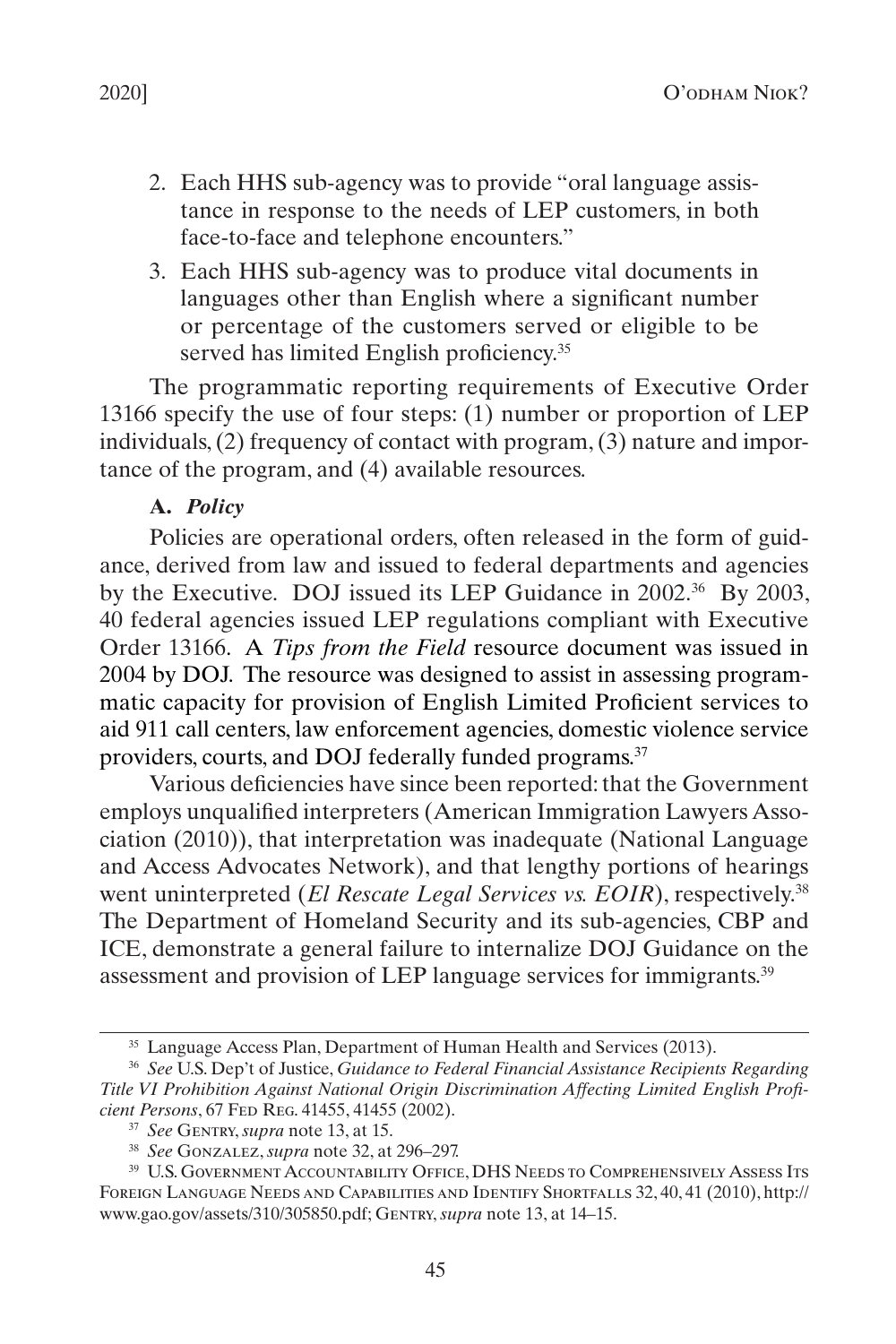2. Each HHS sub-agency was to provide "oral language assistance in response to the needs of LEP customers, in both face-to-face and telephone encounters."
3. Each HHS sub-agency was to produce vital documents in languages other than English where a significant number or percentage of the customers served or eligible to be served has limited English proficiency.[35]

The programmatic reporting requirements of Executive Order 13166 specify the use of four steps: (1) number or proportion of LEP individuals, (2) frequency of contact with program, (3) nature and importance of the program, and (4) available resources.

### A. *Policy*

Policies are operational orders, often released in the form of guidance, derived from law and issued to federal departments and agencies by the Executive. DOJ issued its LEP Guidance in 2002.[36] By 2003, 40 federal agencies issued LEP regulations compliant with Executive Order 13166. A *Tips from the Field* resource document was issued in 2004 by DOJ. The resource was designed to assist in assessing programmatic capacity for provision of English Limited Proficient services to aid 911 call centers, law enforcement agencies, domestic violence service providers, courts, and DOJ federally funded programs.[37]

Various deficiencies have since been reported: that the Government employs unqualified interpreters (American Immigration Lawyers Association (2010)), that interpretation was inadequate (National Language and Access Advocates Network), and that lengthy portions of hearings went uninterpreted (*El Rescate Legal Services vs. EOIR*), respectively.[38] The Department of Homeland Security and its sub-agencies, CBP and ICE, demonstrate a general failure to internalize DOJ Guidance on the assessment and provision of LEP language services for immigrants.[39]

---

[35] Language Access Plan, Department of Human Health and Services (2013).

[36] *See* U.S. Dep't of Justice, *Guidance to Federal Financial Assistance Recipients Regarding Title VI Prohibition Against National Origin Discrimination Affecting Limited English Proficient Persons*, 67 Fed. Reg. 41455, 41455 (2002).

[37] *See* Gentry, *supra* note 13, at 15.

[38] *See* Gonzalez, *supra* note 32, at 296–297.

[39] U.S. Government Accountability Office, DHS Needs to Comprehensively Assess Its Foreign Language Needs and Capabilities and Identify Shortfalls 32, 40, 41 (2010), http://www.gao.gov/assets/310/305850.pdf; Gentry, *supra* note 13, at 14–15.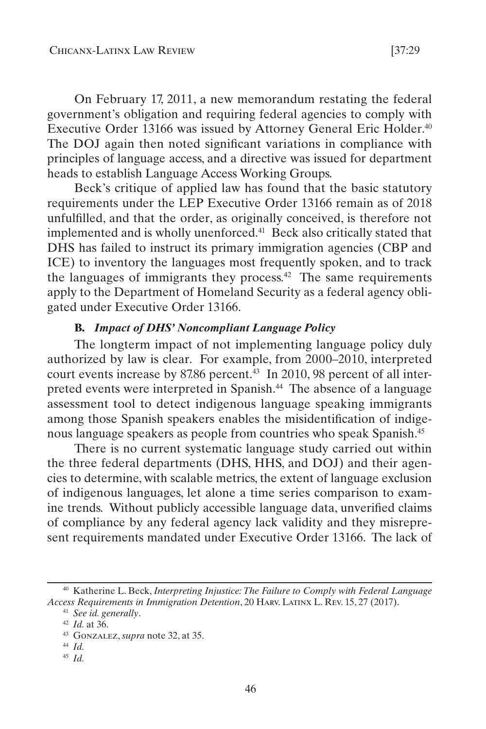On February 17, 2011, a new memorandum restating the federal government's obligation and requiring federal agencies to comply with Executive Order 13166 was issued by Attorney General Eric Holder.[40] The DOJ again then noted significant variations in compliance with principles of language access, and a directive was issued for department heads to establish Language Access Working Groups.

Beck's critique of applied law has found that the basic statutory requirements under the LEP Executive Order 13166 remain as of 2018 unfulfilled, and that the order, as originally conceived, is therefore not implemented and is wholly unenforced.[41] Beck also critically stated that DHS has failed to instruct its primary immigration agencies (CBP and ICE) to inventory the languages most frequently spoken, and to track the languages of immigrants they process.[42] The same requirements apply to the Department of Homeland Security as a federal agency obligated under Executive Order 13166.

### **B.** ***Impact of DHS' Noncompliant Language Policy***

The longterm impact of not implementing language policy duly authorized by law is clear. For example, from 2000–2010, interpreted court events increase by 87.86 percent.[43] In 2010, 98 percent of all interpreted events were interpreted in Spanish.[44] The absence of a language assessment tool to detect indigenous language speaking immigrants among those Spanish speakers enables the misidentification of indigenous language speakers as people from countries who speak Spanish.[45]

There is no current systematic language study carried out within the three federal departments (DHS, HHS, and DOJ) and their agencies to determine, with scalable metrics, the extent of language exclusion of indigenous languages, let alone a time series comparison to examine trends. Without publicly accessible language data, unverified claims of compliance by any federal agency lack validity and they misrepresent requirements mandated under Executive Order 13166. The lack of

---

[40] Katherine L. Beck, *Interpreting Injustice: The Failure to Comply with Federal Language Access Requirements in Immigration Detention*, 20 Harv. Latinx L. Rev. 15, 27 (2017).

[41] *See id. generally*.

[42] *Id.* at 36.

[43] Gonzalez, *supra* note 32, at 35.

[44] *Id.*

[45] *Id.*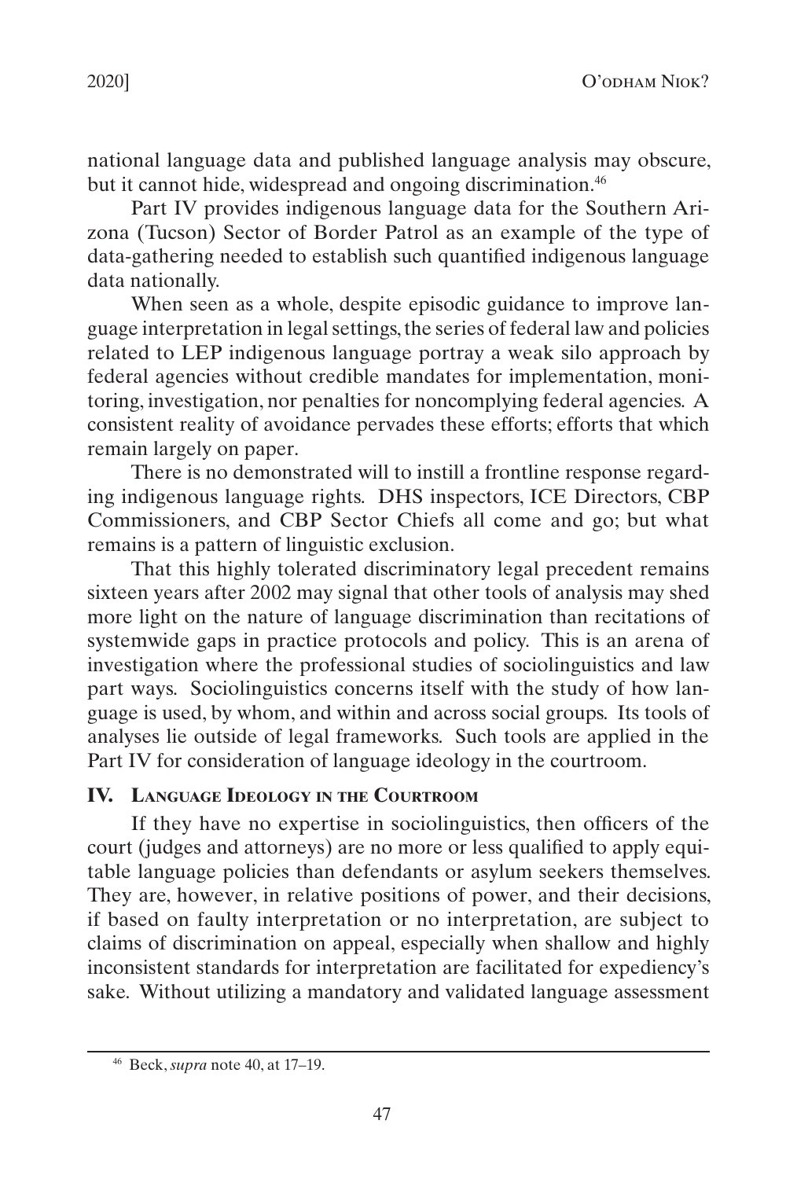national language data and published language analysis may obscure, but it cannot hide, widespread and ongoing discrimination.[46]

Part IV provides indigenous language data for the Southern Arizona (Tucson) Sector of Border Patrol as an example of the type of data-gathering needed to establish such quantified indigenous language data nationally.

When seen as a whole, despite episodic guidance to improve language interpretation in legal settings, the series of federal law and policies related to LEP indigenous language portray a weak silo approach by federal agencies without credible mandates for implementation, monitoring, investigation, nor penalties for noncomplying federal agencies. A consistent reality of avoidance pervades these efforts; efforts that which remain largely on paper.

There is no demonstrated will to instill a frontline response regarding indigenous language rights. DHS inspectors, ICE Directors, CBP Commissioners, and CBP Sector Chiefs all come and go; but what remains is a pattern of linguistic exclusion.

That this highly tolerated discriminatory legal precedent remains sixteen years after 2002 may signal that other tools of analysis may shed more light on the nature of language discrimination than recitations of systemwide gaps in practice protocols and policy. This is an arena of investigation where the professional studies of sociolinguistics and law part ways. Sociolinguistics concerns itself with the study of how language is used, by whom, and within and across social groups. Its tools of analyses lie outside of legal frameworks. Such tools are applied in the Part IV for consideration of language ideology in the courtroom.

## IV. Language Ideology in the Courtroom

If they have no expertise in sociolinguistics, then officers of the court (judges and attorneys) are no more or less qualified to apply equitable language policies than defendants or asylum seekers themselves. They are, however, in relative positions of power, and their decisions, if based on faulty interpretation or no interpretation, are subject to claims of discrimination on appeal, especially when shallow and highly inconsistent standards for interpretation are facilitated for expediency's sake. Without utilizing a mandatory and validated language assessment

---

[46] Beck, *supra* note 40, at 17–19.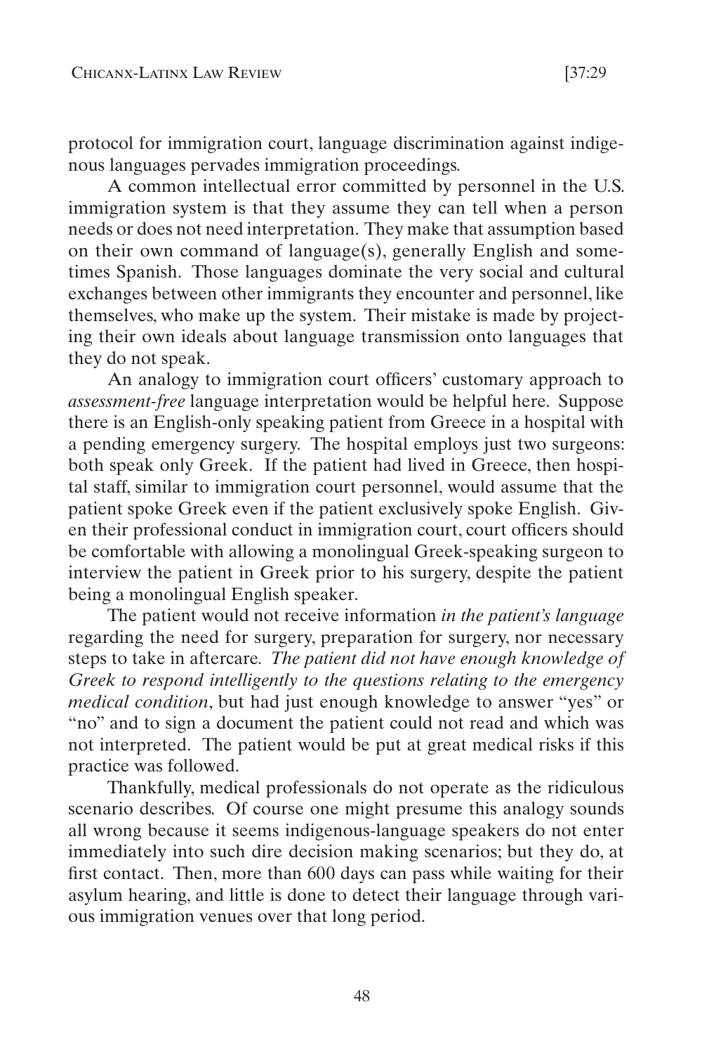protocol for immigration court, language discrimination against indigenous languages pervades immigration proceedings.

A common intellectual error committed by personnel in the U.S. immigration system is that they assume they can tell when a person needs or does not need interpretation. They make that assumption based on their own command of language(s), generally English and sometimes Spanish. Those languages dominate the very social and cultural exchanges between other immigrants they encounter and personnel, like themselves, who make up the system. Their mistake is made by projecting their own ideals about language transmission onto languages that they do not speak.

An analogy to immigration court officers' customary approach to *assessment-free* language interpretation would be helpful here. Suppose there is an English-only speaking patient from Greece in a hospital with a pending emergency surgery. The hospital employs just two surgeons: both speak only Greek. If the patient had lived in Greece, then hospital staff, similar to immigration court personnel, would assume that the patient spoke Greek even if the patient exclusively spoke English. Given their professional conduct in immigration court, court officers should be comfortable with allowing a monolingual Greek-speaking surgeon to interview the patient in Greek prior to his surgery, despite the patient being a monolingual English speaker.

The patient would not receive information *in the patient's language* regarding the need for surgery, preparation for surgery, nor necessary steps to take in aftercare. *The patient did not have enough knowledge of Greek to respond intelligently to the questions relating to the emergency medical condition*, but had just enough knowledge to answer "yes" or "no" and to sign a document the patient could not read and which was not interpreted. The patient would be put at great medical risks if this practice was followed.

Thankfully, medical professionals do not operate as the ridiculous scenario describes. Of course one might presume this analogy sounds all wrong because it seems indigenous-language speakers do not enter immediately into such dire decision making scenarios; but they do, at first contact. Then, more than 600 days can pass while waiting for their asylum hearing, and little is done to detect their language through various immigration venues over that long period.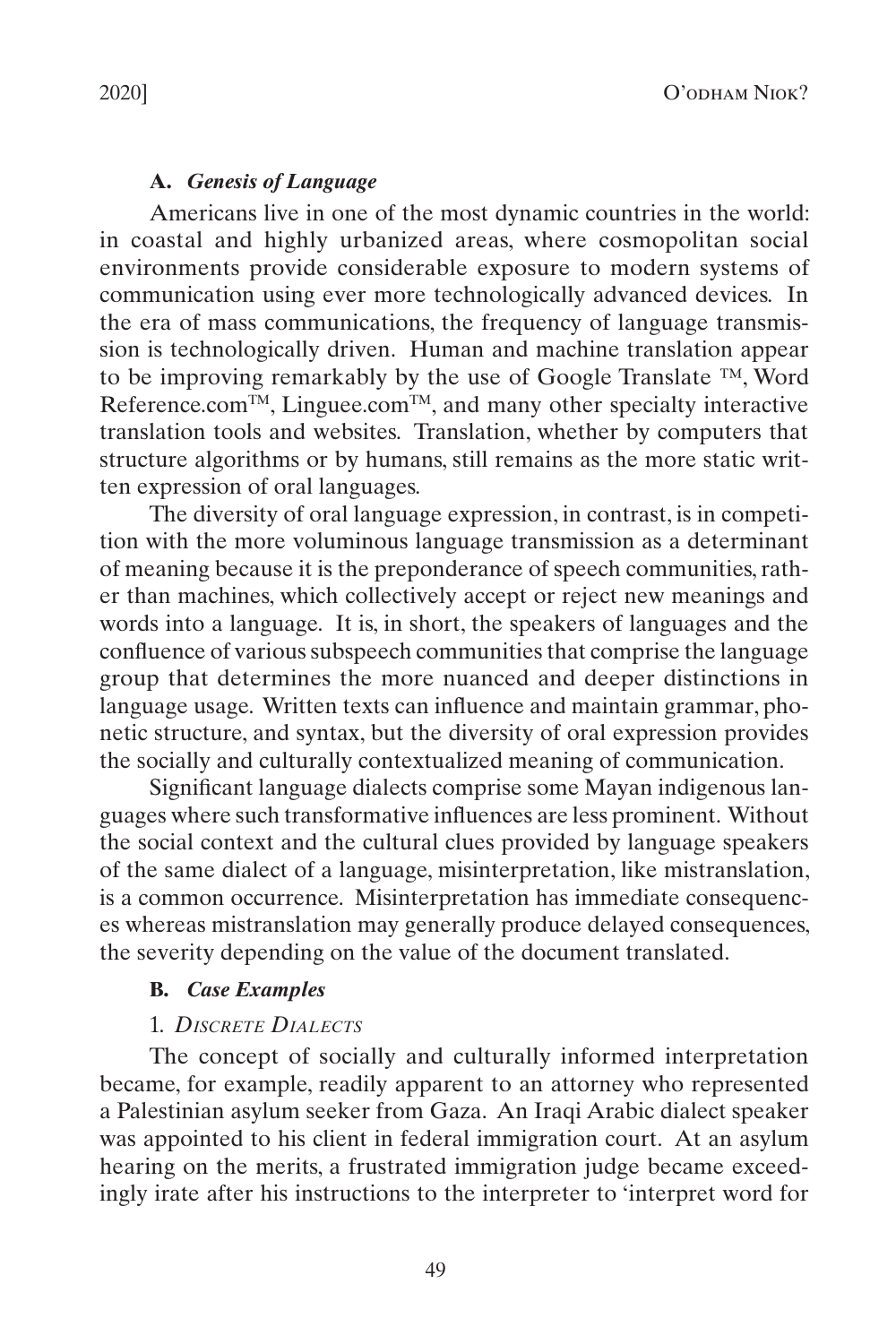### A. *Genesis of Language*

Americans live in one of the most dynamic countries in the world: in coastal and highly urbanized areas, where cosmopolitan social environments provide considerable exposure to modern systems of communication using ever more technologically advanced devices. In the era of mass communications, the frequency of language transmission is technologically driven. Human and machine translation appear to be improving remarkably by the use of Google Translate ™, Word Reference.com™, Linguee.com™, and many other specialty interactive translation tools and websites. Translation, whether by computers that structure algorithms or by humans, still remains as the more static written expression of oral languages.

The diversity of oral language expression, in contrast, is in competition with the more voluminous language transmission as a determinant of meaning because it is the preponderance of speech communities, rather than machines, which collectively accept or reject new meanings and words into a language. It is, in short, the speakers of languages and the confluence of various subspeech communities that comprise the language group that determines the more nuanced and deeper distinctions in language usage. Written texts can influence and maintain grammar, phonetic structure, and syntax, but the diversity of oral expression provides the socially and culturally contextualized meaning of communication.

Significant language dialects comprise some Mayan indigenous languages where such transformative influences are less prominent. Without the social context and the cultural clues provided by language speakers of the same dialect of a language, misinterpretation, like mistranslation, is a common occurrence. Misinterpretation has immediate consequences whereas mistranslation may generally produce delayed consequences, the severity depending on the value of the document translated.

### B. *Case Examples*

#### 1. *Discrete Dialects*

The concept of socially and culturally informed interpretation became, for example, readily apparent to an attorney who represented a Palestinian asylum seeker from Gaza. An Iraqi Arabic dialect speaker was appointed to his client in federal immigration court. At an asylum hearing on the merits, a frustrated immigration judge became exceedingly irate after his instructions to the interpreter to 'interpret word for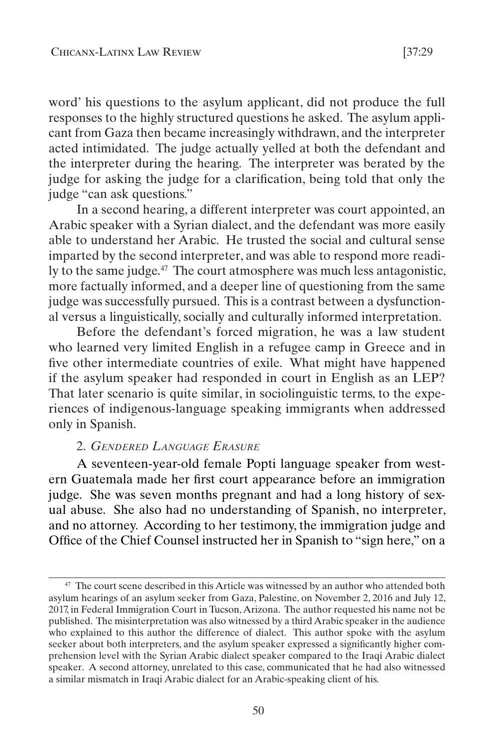word' his questions to the asylum applicant, did not produce the full responses to the highly structured questions he asked. The asylum applicant from Gaza then became increasingly withdrawn, and the interpreter acted intimidated. The judge actually yelled at both the defendant and the interpreter during the hearing. The interpreter was berated by the judge for asking the judge for a clarification, being told that only the judge "can ask questions."

In a second hearing, a different interpreter was court appointed, an Arabic speaker with a Syrian dialect, and the defendant was more easily able to understand her Arabic. He trusted the social and cultural sense imparted by the second interpreter, and was able to respond more readily to the same judge.[47] The court atmosphere was much less antagonistic, more factually informed, and a deeper line of questioning from the same judge was successfully pursued. This is a contrast between a dysfunctional versus a linguistically, socially and culturally informed interpretation.

Before the defendant's forced migration, he was a law student who learned very limited English in a refugee camp in Greece and in five other intermediate countries of exile. What might have happened if the asylum speaker had responded in court in English as an LEP? That later scenario is quite similar, in sociolinguistic terms, to the experiences of indigenous-language speaking immigrants when addressed only in Spanish.

### 2. *Gendered Language Erasure*

A seventeen-year-old female Popti language speaker from western Guatemala made her first court appearance before an immigration judge. She was seven months pregnant and had a long history of sexual abuse. She also had no understanding of Spanish, no interpreter, and no attorney. According to her testimony, the immigration judge and Office of the Chief Counsel instructed her in Spanish to "sign here," on a

---

[47] The court scene described in this Article was witnessed by an author who attended both asylum hearings of an asylum seeker from Gaza, Palestine, on November 2, 2016 and July 12, 2017, in Federal Immigration Court in Tucson, Arizona. The author requested his name not be published. The misinterpretation was also witnessed by a third Arabic speaker in the audience who explained to this author the difference of dialect. This author spoke with the asylum seeker about both interpreters, and the asylum speaker expressed a significantly higher comprehension level with the Syrian Arabic dialect speaker compared to the Iraqi Arabic dialect speaker. A second attorney, unrelated to this case, communicated that he had also witnessed a similar mismatch in Iraqi Arabic dialect for an Arabic-speaking client of his.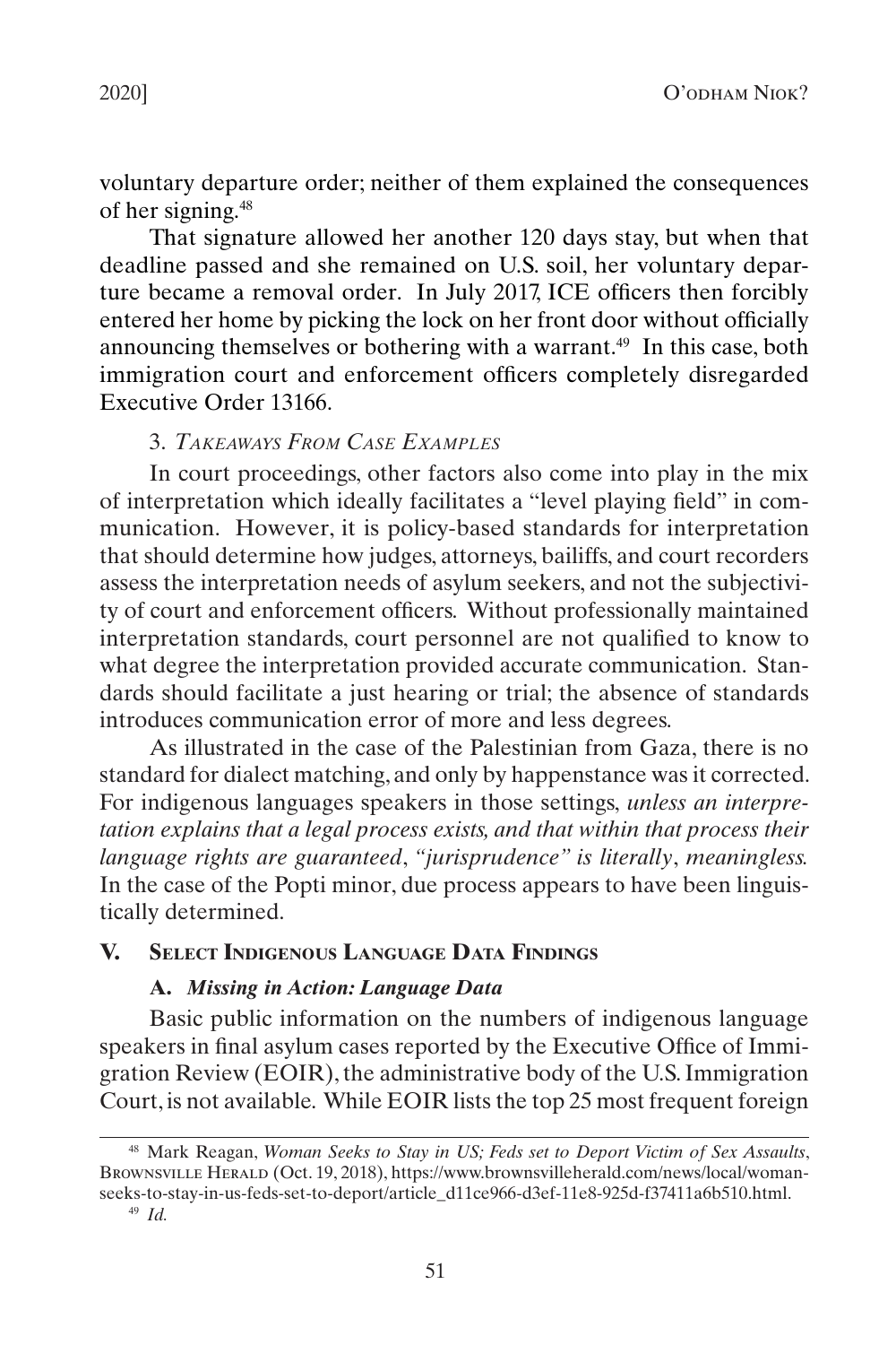voluntary departure order; neither of them explained the consequences of her signing.[48]

That signature allowed her another 120 days stay, but when that deadline passed and she remained on U.S. soil, her voluntary departure became a removal order. In July 2017, ICE officers then forcibly entered her home by picking the lock on her front door without officially announcing themselves or bothering with a warrant.[49] In this case, both immigration court and enforcement officers completely disregarded Executive Order 13166.

### 3. *Takeaways From Case Examples*

In court proceedings, other factors also come into play in the mix of interpretation which ideally facilitates a "level playing field" in communication. However, it is policy-based standards for interpretation that should determine how judges, attorneys, bailiffs, and court recorders assess the interpretation needs of asylum seekers, and not the subjectivity of court and enforcement officers. Without professionally maintained interpretation standards, court personnel are not qualified to know to what degree the interpretation provided accurate communication. Standards should facilitate a just hearing or trial; the absence of standards introduces communication error of more and less degrees.

As illustrated in the case of the Palestinian from Gaza, there is no standard for dialect matching, and only by happenstance was it corrected. For indigenous languages speakers in those settings, *unless an interpretation explains that a legal process exists, and that within that process their language rights are guaranteed*, *"jurisprudence" is literally*, *meaningless.* In the case of the Popti minor, due process appears to have been linguistically determined.

## V. Select Indigenous Language Data Findings

### A. *Missing in Action: Language Data*

Basic public information on the numbers of indigenous language speakers in final asylum cases reported by the Executive Office of Immigration Review (EOIR), the administrative body of the U.S. Immigration Court, is not available. While EOIR lists the top 25 most frequent foreign

---

[48] Mark Reagan, *Woman Seeks to Stay in US; Feds set to Deport Victim of Sex Assaults*, Brownsville Herald (Oct. 19, 2018), https://www.brownsvilleherald.com/news/local/woman-seeks-to-stay-in-us-feds-set-to-deport/article_d11ce966-d3ef-11e8-925d-f37411a6b510.html.

[49] *Id.*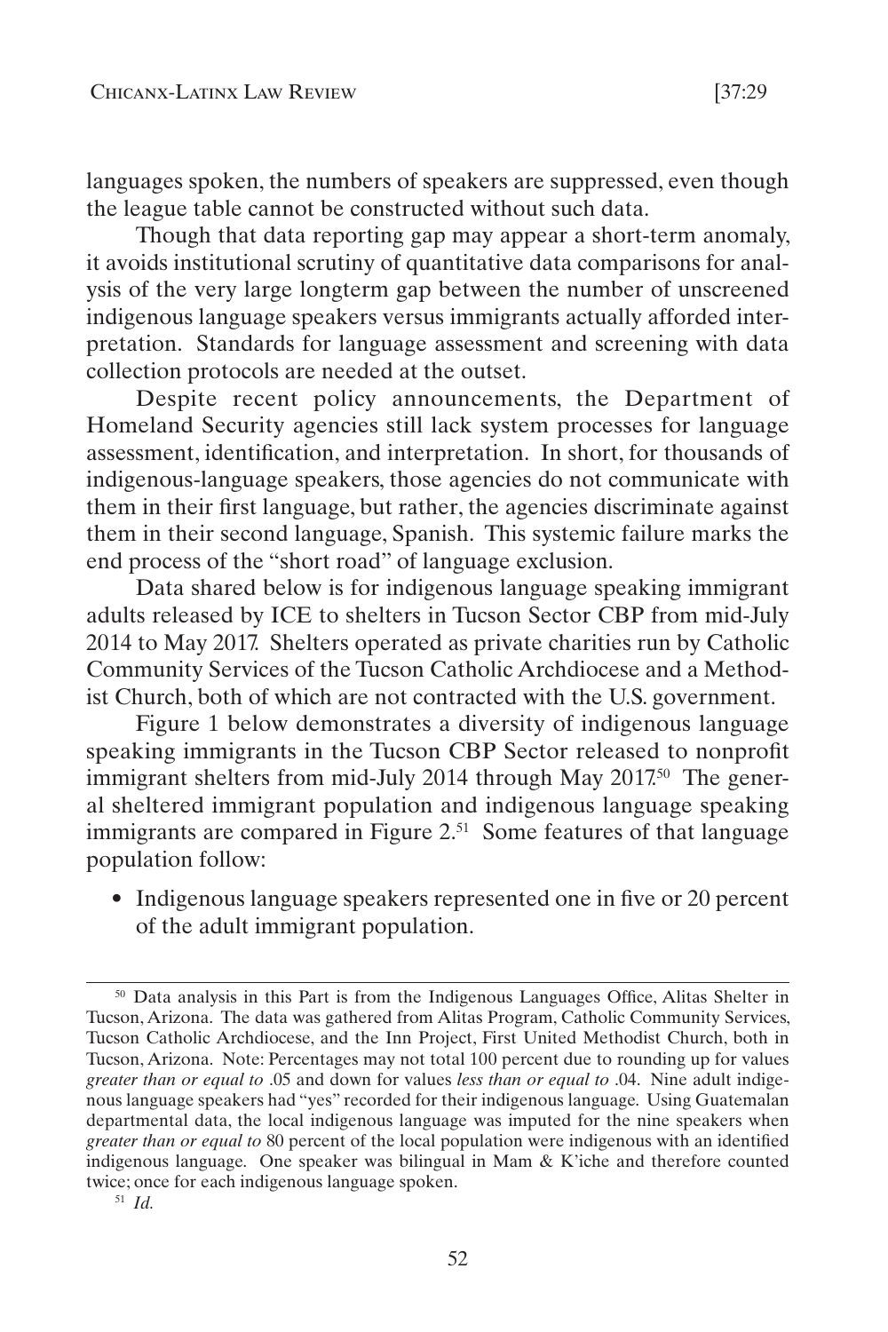languages spoken, the numbers of speakers are suppressed, even though the league table cannot be constructed without such data.

Though that data reporting gap may appear a short-term anomaly, it avoids institutional scrutiny of quantitative data comparisons for analysis of the very large longterm gap between the number of unscreened indigenous language speakers versus immigrants actually afforded interpretation. Standards for language assessment and screening with data collection protocols are needed at the outset.

Despite recent policy announcements, the Department of Homeland Security agencies still lack system processes for language assessment, identification, and interpretation. In short, for thousands of indigenous-language speakers, those agencies do not communicate with them in their first language, but rather, the agencies discriminate against them in their second language, Spanish. This systemic failure marks the end process of the "short road" of language exclusion.

Data shared below is for indigenous language speaking immigrant adults released by ICE to shelters in Tucson Sector CBP from mid-July 2014 to May 2017. Shelters operated as private charities run by Catholic Community Services of the Tucson Catholic Archdiocese and a Methodist Church, both of which are not contracted with the U.S. government.

Figure 1 below demonstrates a diversity of indigenous language speaking immigrants in the Tucson CBP Sector released to nonprofit immigrant shelters from mid-July 2014 through May 2017.[50] The general sheltered immigrant population and indigenous language speaking immigrants are compared in Figure 2.[51] Some features of that language population follow:

- Indigenous language speakers represented one in five or 20 percent of the adult immigrant population.

[50] Data analysis in this Part is from the Indigenous Languages Office, Alitas Shelter in Tucson, Arizona. The data was gathered from Alitas Program, Catholic Community Services, Tucson Catholic Archdiocese, and the Inn Project, First United Methodist Church, both in Tucson, Arizona. Note: Percentages may not total 100 percent due to rounding up for values *greater than or equal to* .05 and down for values *less than or equal to* .04. Nine adult indigenous language speakers had "yes" recorded for their indigenous language. Using Guatemalan departmental data, the local indigenous language was imputed for the nine speakers when *greater than or equal to* 80 percent of the local population were indigenous with an identified indigenous language. One speaker was bilingual in Mam & K'iche and therefore counted twice; once for each indigenous language spoken.

[51] *Id.*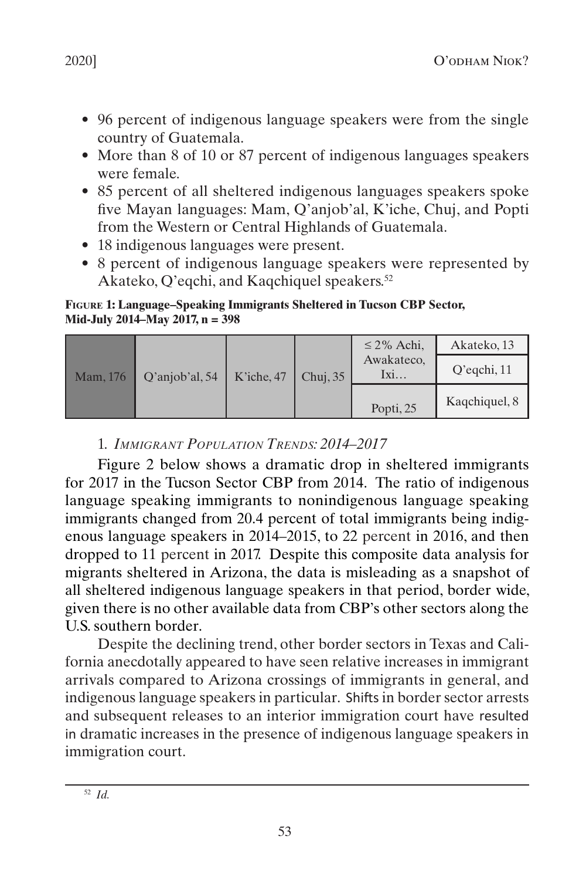- 96 percent of indigenous language speakers were from the single country of Guatemala.
- More than 8 of 10 or 87 percent of indigenous languages speakers were female.
- 85 percent of all sheltered indigenous languages speakers spoke five Mayan languages: Mam, Q'anjob'al, K'iche, Chuj, and Popti from the Western or Central Highlands of Guatemala.
- 18 indigenous languages were present.
- 8 percent of indigenous language speakers were represented by Akateko, Q'eqchi, and Kaqchiquel speakers.[52]

**Figure 1: Language–Speaking Immigrants Sheltered in Tucson CBP Sector, Mid-July 2014–May 2017, n = 398**

| Mam, 176 | Q'anjob'al, 54 | K'iche, 47 | Chuj, 35 | ≤ 2% Achi, Awakateco, Ixi… | Akateko, 13 |
|---|---|---|---|---|---|
| | | | | | Q'eqchi, 11 |
| | | | | Popti, 25 | Kaqchiquel, 8 |

1. *Immigrant Population Trends: 2014–2017*

Figure 2 below shows a dramatic drop in sheltered immigrants for 2017 in the Tucson Sector CBP from 2014. The ratio of indigenous language speaking immigrants to nonindigenous language speaking immigrants changed from 20.4 percent of total immigrants being indigenous language speakers in 2014–2015, to 22 percent in 2016, and then dropped to 11 percent in 2017. Despite this composite data analysis for migrants sheltered in Arizona, the data is misleading as a snapshot of all sheltered indigenous language speakers in that period, border wide, given there is no other available data from CBP's other sectors along the U.S. southern border.

Despite the declining trend, other border sectors in Texas and California anecdotally appeared to have seen relative increases in immigrant arrivals compared to Arizona crossings of immigrants in general, and indigenous language speakers in particular. Shifts in border sector arrests and subsequent releases to an interior immigration court have resulted in dramatic increases in the presence of indigenous language speakers in immigration court.

[52] *Id.*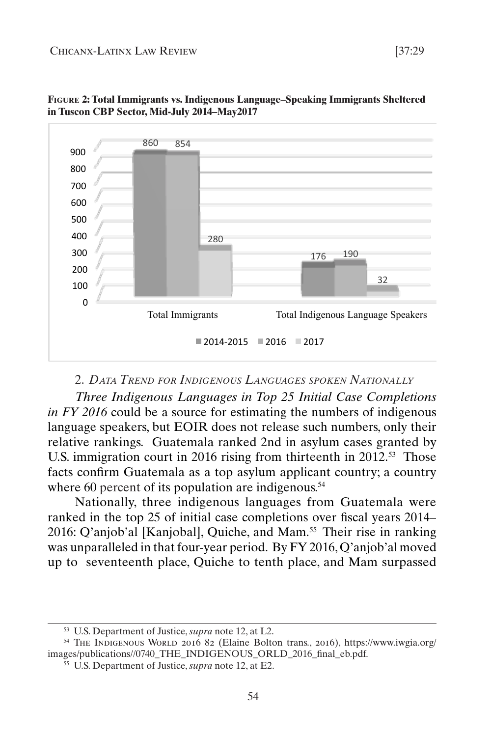**FIGURE 2: Total Immigrants vs. Indigenous Language–Speaking Immigrants Sheltered in Tuscon CBP Sector, Mid-July 2014–May2017**

| | 2014-2015 | 2016 | 2017 |
|---|---|---|---|
| Total Immigrants | 860 | 854 | 280 |
| Total Indigenous Language Speakers | 176 | 190 | 32 |

2. *DATA TREND FOR INDIGENOUS LANGUAGES SPOKEN NATIONALLY*

*Three Indigenous Languages in Top 25 Initial Case Completions in FY 2016* could be a source for estimating the numbers of indigenous language speakers, but EOIR does not release such numbers, only their relative rankings. Guatemala ranked 2nd in asylum cases granted by U.S. immigration court in 2016 rising from thirteenth in 2012.[53] Those facts confirm Guatemala as a top asylum applicant country; a country where 60 percent of its population are indigenous.[54]

Nationally, three indigenous languages from Guatemala were ranked in the top 25 of initial case completions over fiscal years 2014–2016: Q'anjob'al [Kanjobal], Quiche, and Mam.[55] Their rise in ranking was unparalleled in that four-year period. By FY 2016, Q'anjob'al moved up to seventeenth place, Quiche to tenth place, and Mam surpassed

---

[53] U.S. Department of Justice, *supra* note 12, at L2.

[54] THE INDIGENOUS WORLD 2016 82 (Elaine Bolton trans., 2016), https://www.iwgia.org/images/publications//0740_THE_INDIGENOUS_ORLD_2016_final_eb.pdf.

[55] U.S. Department of Justice, *supra* note 12, at E2.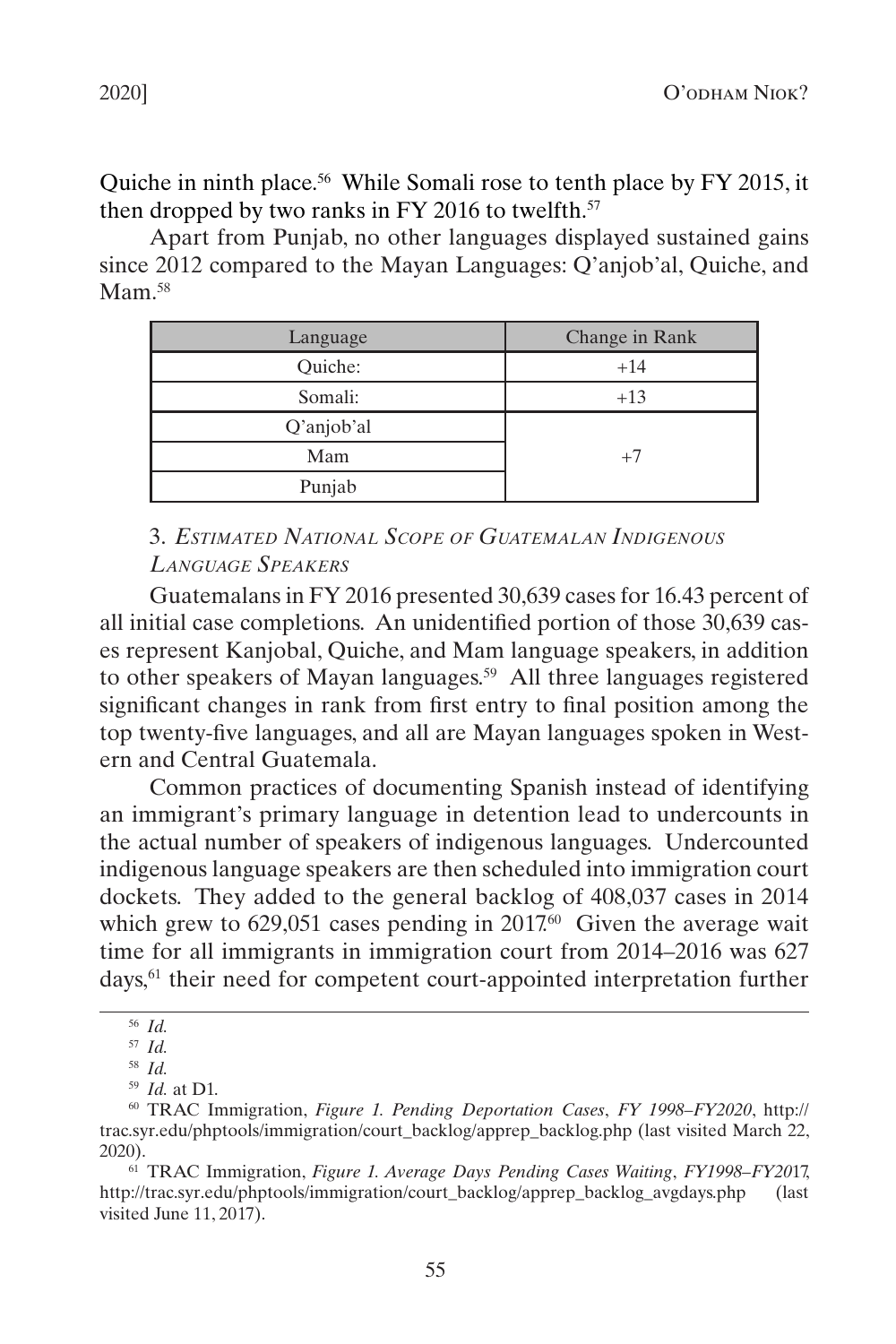Quiche in ninth place.[56] While Somali rose to tenth place by FY 2015, it then dropped by two ranks in FY 2016 to twelfth.[57]

Apart from Punjab, no other languages displayed sustained gains since 2012 compared to the Mayan Languages: Q'anjob'al, Quiche, and Mam.[58]

| Language | Change in Rank |
|---|---|
| Quiche: | +14 |
| Somali: | +13 |
| Q'anjob'al | +7 |
| Mam | |
| Punjab | |

3. *Estimated National Scope of Guatemalan Indigenous Language Speakers*

Guatemalans in FY 2016 presented 30,639 cases for 16.43 percent of all initial case completions. An unidentified portion of those 30,639 cases represent Kanjobal, Quiche, and Mam language speakers, in addition to other speakers of Mayan languages.[59] All three languages registered significant changes in rank from first entry to final position among the top twenty-five languages, and all are Mayan languages spoken in Western and Central Guatemala.

Common practices of documenting Spanish instead of identifying an immigrant's primary language in detention lead to undercounts in the actual number of speakers of indigenous languages. Undercounted indigenous language speakers are then scheduled into immigration court dockets. They added to the general backlog of 408,037 cases in 2014 which grew to 629,051 cases pending in 2017.[60] Given the average wait time for all immigrants in immigration court from 2014–2016 was 627 days,[61] their need for competent court-appointed interpretation further

---

[56] *Id.*

[57] *Id.*

[58] *Id.*

[59] *Id.* at D1.

[60] TRAC Immigration, *Figure 1. Pending Deportation Cases*, *FY 1998–FY2020*, http://trac.syr.edu/phptools/immigration/court_backlog/apprep_backlog.php (last visited March 22, 2020).

[61] TRAC Immigration, *Figure 1. Average Days Pending Cases Waiting*, *FY1998–FY2017*, http://trac.syr.edu/phptools/immigration/court_backlog/apprep_backlog_avgdays.php (last visited June 11, 2017).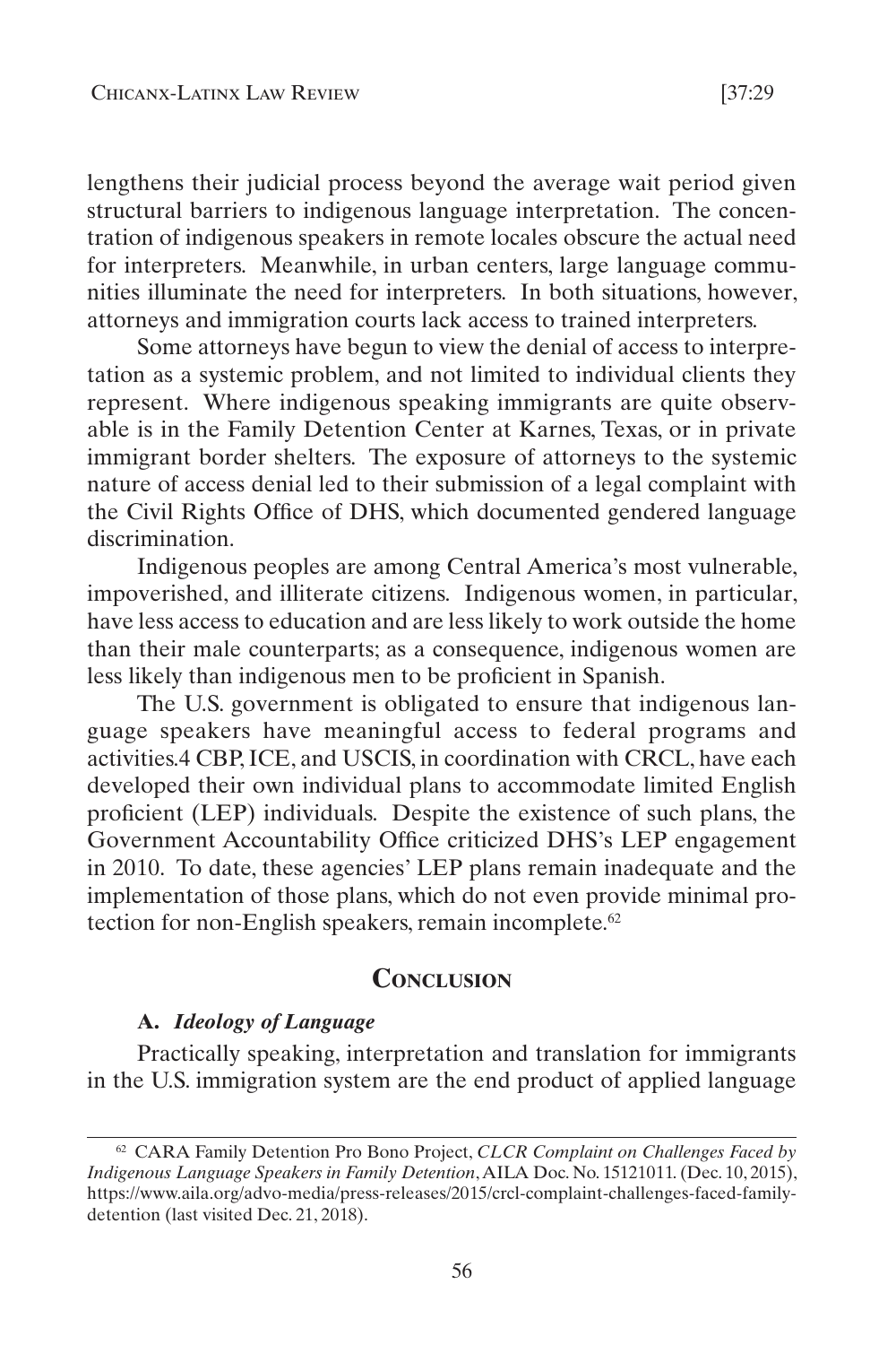lengthens their judicial process beyond the average wait period given structural barriers to indigenous language interpretation. The concentration of indigenous speakers in remote locales obscure the actual need for interpreters. Meanwhile, in urban centers, large language communities illuminate the need for interpreters. In both situations, however, attorneys and immigration courts lack access to trained interpreters.

Some attorneys have begun to view the denial of access to interpretation as a systemic problem, and not limited to individual clients they represent. Where indigenous speaking immigrants are quite observable is in the Family Detention Center at Karnes, Texas, or in private immigrant border shelters. The exposure of attorneys to the systemic nature of access denial led to their submission of a legal complaint with the Civil Rights Office of DHS, which documented gendered language discrimination.

Indigenous peoples are among Central America's most vulnerable, impoverished, and illiterate citizens. Indigenous women, in particular, have less access to education and are less likely to work outside the home than their male counterparts; as a consequence, indigenous women are less likely than indigenous men to be proficient in Spanish.

The U.S. government is obligated to ensure that indigenous language speakers have meaningful access to federal programs and activities.4 CBP, ICE, and USCIS, in coordination with CRCL, have each developed their own individual plans to accommodate limited English proficient (LEP) individuals. Despite the existence of such plans, the Government Accountability Office criticized DHS's LEP engagement in 2010. To date, these agencies' LEP plans remain inadequate and the implementation of those plans, which do not even provide minimal protection for non-English speakers, remain incomplete.[62]

## Conclusion

### A. *Ideology of Language*

Practically speaking, interpretation and translation for immigrants in the U.S. immigration system are the end product of applied language

---

[62] CARA Family Detention Pro Bono Project, *CLCR Complaint on Challenges Faced by Indigenous Language Speakers in Family Detention*, AILA Doc. No. 15121011. (Dec. 10, 2015), https://www.aila.org/advo-media/press-releases/2015/crcl-complaint-challenges-faced-family-detention (last visited Dec. 21, 2018).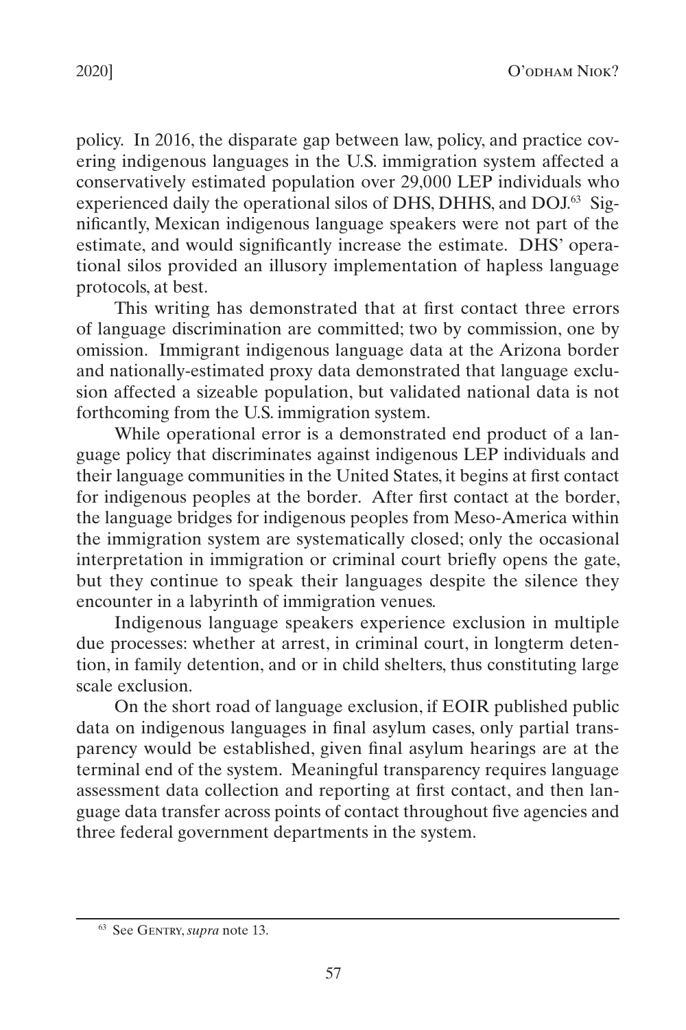policy. In 2016, the disparate gap between law, policy, and practice covering indigenous languages in the U.S. immigration system affected a conservatively estimated population over 29,000 LEP individuals who experienced daily the operational silos of DHS, DHHS, and DOJ.[63] Significantly, Mexican indigenous language speakers were not part of the estimate, and would significantly increase the estimate. DHS' operational silos provided an illusory implementation of hapless language protocols, at best.

This writing has demonstrated that at first contact three errors of language discrimination are committed; two by commission, one by omission. Immigrant indigenous language data at the Arizona border and nationally-estimated proxy data demonstrated that language exclusion affected a sizeable population, but validated national data is not forthcoming from the U.S. immigration system.

While operational error is a demonstrated end product of a language policy that discriminates against indigenous LEP individuals and their language communities in the United States, it begins at first contact for indigenous peoples at the border. After first contact at the border, the language bridges for indigenous peoples from Meso-America within the immigration system are systematically closed; only the occasional interpretation in immigration or criminal court briefly opens the gate, but they continue to speak their languages despite the silence they encounter in a labyrinth of immigration venues.

Indigenous language speakers experience exclusion in multiple due processes: whether at arrest, in criminal court, in longterm detention, in family detention, and or in child shelters, thus constituting large scale exclusion.

On the short road of language exclusion, if EOIR published public data on indigenous languages in final asylum cases, only partial transparency would be established, given final asylum hearings are at the terminal end of the system. Meaningful transparency requires language assessment data collection and reporting at first contact, and then language data transfer across points of contact throughout five agencies and three federal government departments in the system.

---

[63] See Gentry, *supra* note 13.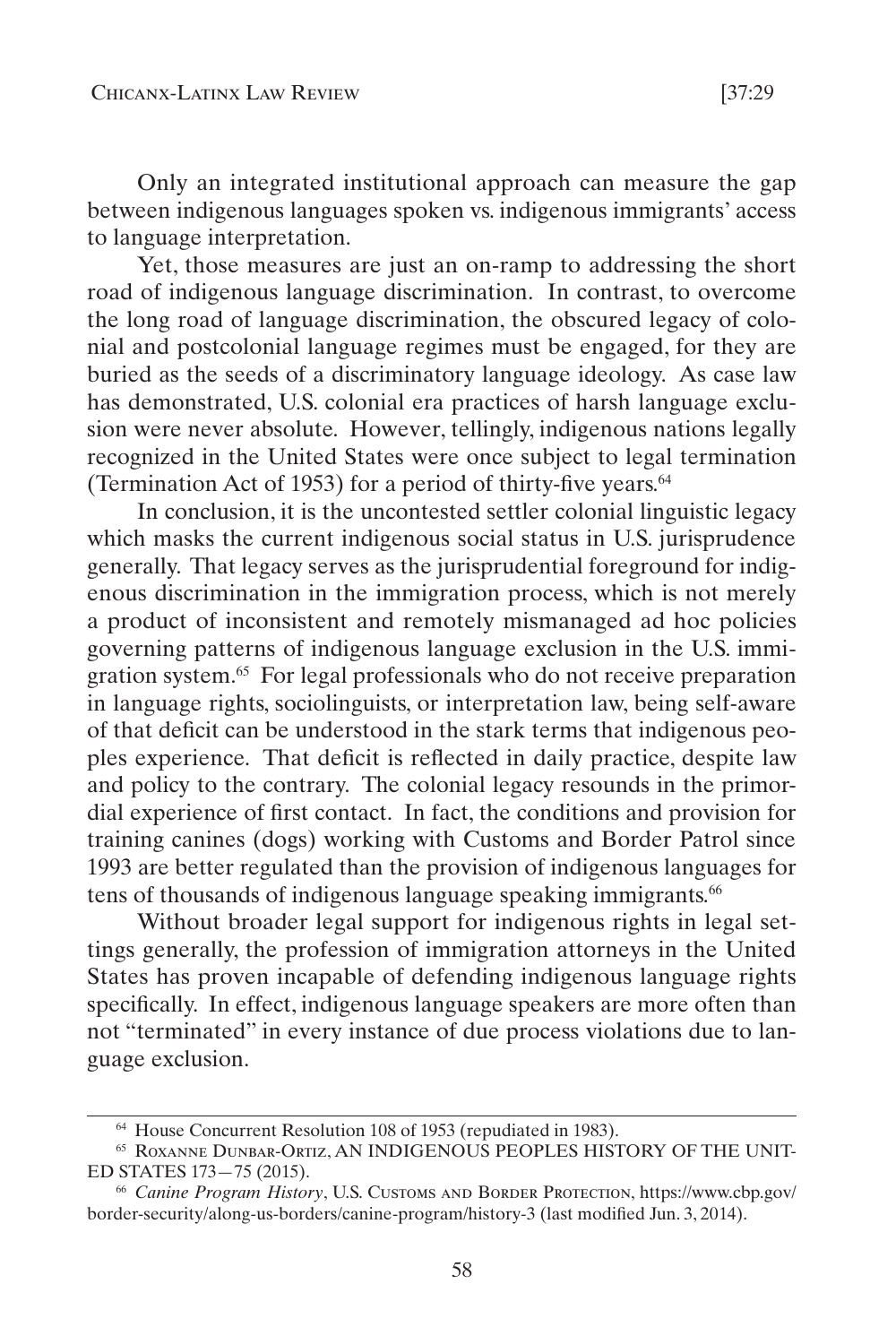Only an integrated institutional approach can measure the gap between indigenous languages spoken vs. indigenous immigrants' access to language interpretation.

Yet, those measures are just an on-ramp to addressing the short road of indigenous language discrimination. In contrast, to overcome the long road of language discrimination, the obscured legacy of colonial and postcolonial language regimes must be engaged, for they are buried as the seeds of a discriminatory language ideology. As case law has demonstrated, U.S. colonial era practices of harsh language exclusion were never absolute. However, tellingly, indigenous nations legally recognized in the United States were once subject to legal termination (Termination Act of 1953) for a period of thirty-five years.[64]

In conclusion, it is the uncontested settler colonial linguistic legacy which masks the current indigenous social status in U.S. jurisprudence generally. That legacy serves as the jurisprudential foreground for indigenous discrimination in the immigration process, which is not merely a product of inconsistent and remotely mismanaged ad hoc policies governing patterns of indigenous language exclusion in the U.S. immigration system.[65] For legal professionals who do not receive preparation in language rights, sociolinguists, or interpretation law, being self-aware of that deficit can be understood in the stark terms that indigenous peoples experience. That deficit is reflected in daily practice, despite law and policy to the contrary. The colonial legacy resounds in the primordial experience of first contact. In fact, the conditions and provision for training canines (dogs) working with Customs and Border Patrol since 1993 are better regulated than the provision of indigenous languages for tens of thousands of indigenous language speaking immigrants.[66]

Without broader legal support for indigenous rights in legal settings generally, the profession of immigration attorneys in the United States has proven incapable of defending indigenous language rights specifically. In effect, indigenous language speakers are more often than not "terminated" in every instance of due process violations due to language exclusion.

---

[64] House Concurrent Resolution 108 of 1953 (repudiated in 1983).

[65] Roxanne Dunbar-Ortiz, AN INDIGENOUS PEOPLES HISTORY OF THE UNITED STATES 173—75 (2015).

[66] *Canine Program History*, U.S. Customs and Border Protection, https://www.cbp.gov/border-security/along-us-borders/canine-program/history-3 (last modified Jun. 3, 2014).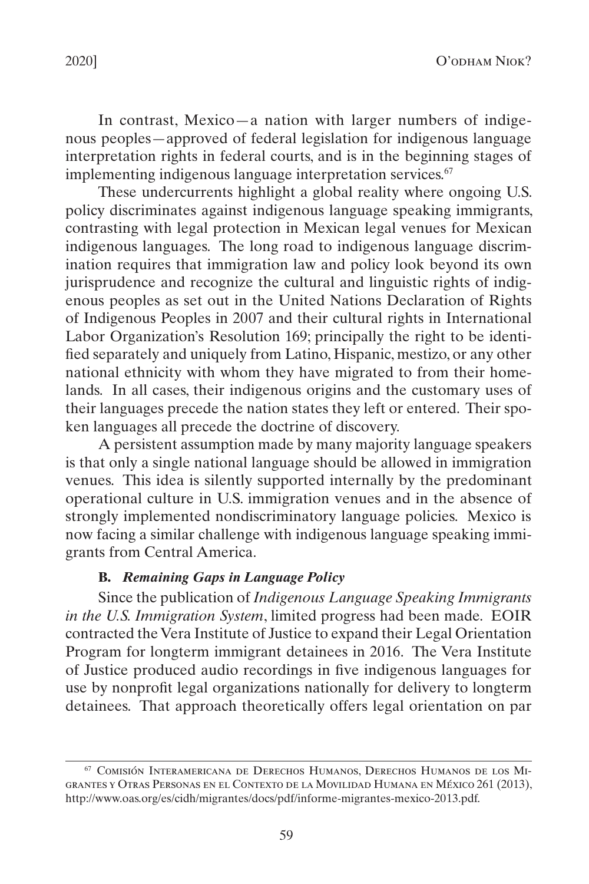In contrast, Mexico—a nation with larger numbers of indigenous peoples—approved of federal legislation for indigenous language interpretation rights in federal courts, and is in the beginning stages of implementing indigenous language interpretation services.[67]

These undercurrents highlight a global reality where ongoing U.S. policy discriminates against indigenous language speaking immigrants, contrasting with legal protection in Mexican legal venues for Mexican indigenous languages. The long road to indigenous language discrimination requires that immigration law and policy look beyond its own jurisprudence and recognize the cultural and linguistic rights of indigenous peoples as set out in the United Nations Declaration of Rights of Indigenous Peoples in 2007 and their cultural rights in International Labor Organization's Resolution 169; principally the right to be identified separately and uniquely from Latino, Hispanic, mestizo, or any other national ethnicity with whom they have migrated to from their homelands. In all cases, their indigenous origins and the customary uses of their languages precede the nation states they left or entered. Their spoken languages all precede the doctrine of discovery.

A persistent assumption made by many majority language speakers is that only a single national language should be allowed in immigration venues. This idea is silently supported internally by the predominant operational culture in U.S. immigration venues and in the absence of strongly implemented nondiscriminatory language policies. Mexico is now facing a similar challenge with indigenous language speaking immigrants from Central America.

### B. *Remaining Gaps in Language Policy*

Since the publication of *Indigenous Language Speaking Immigrants in the U.S. Immigration System*, limited progress had been made. EOIR contracted the Vera Institute of Justice to expand their Legal Orientation Program for longterm immigrant detainees in 2016. The Vera Institute of Justice produced audio recordings in five indigenous languages for use by nonprofit legal organizations nationally for delivery to longterm detainees. That approach theoretically offers legal orientation on par

---

[67] Comisión Interamericana de Derechos Humanos, Derechos Humanos de los Migrantes y Otras Personas en el Contexto de la Movilidad Humana en México 261 (2013), http://www.oas.org/es/cidh/migrantes/docs/pdf/informe-migrantes-mexico-2013.pdf.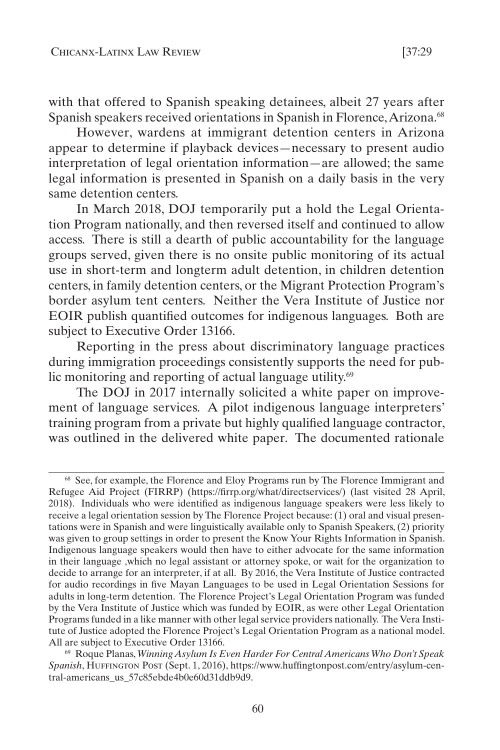with that offered to Spanish speaking detainees, albeit 27 years after Spanish speakers received orientations in Spanish in Florence, Arizona.[68]

However, wardens at immigrant detention centers in Arizona appear to determine if playback devices—necessary to present audio interpretation of legal orientation information—are allowed; the same legal information is presented in Spanish on a daily basis in the very same detention centers.

In March 2018, DOJ temporarily put a hold the Legal Orientation Program nationally, and then reversed itself and continued to allow access. There is still a dearth of public accountability for the language groups served, given there is no onsite public monitoring of its actual use in short-term and longterm adult detention, in children detention centers, in family detention centers, or the Migrant Protection Program's border asylum tent centers. Neither the Vera Institute of Justice nor EOIR publish quantified outcomes for indigenous languages. Both are subject to Executive Order 13166.

Reporting in the press about discriminatory language practices during immigration proceedings consistently supports the need for public monitoring and reporting of actual language utility.[69]

The DOJ in 2017 internally solicited a white paper on improvement of language services. A pilot indigenous language interpreters' training program from a private but highly qualified language contractor, was outlined in the delivered white paper. The documented rationale

---

[68] See, for example, the Florence and Eloy Programs run by The Florence Immigrant and Refugee Aid Project (FIRRP) (https://firrp.org/what/directservices/) (last visited 28 April, 2018). Individuals who were identified as indigenous language speakers were less likely to receive a legal orientation session by The Florence Project because: (1) oral and visual presentations were in Spanish and were linguistically available only to Spanish Speakers, (2) priority was given to group settings in order to present the Know Your Rights Information in Spanish. Indigenous language speakers would then have to either advocate for the same information in their language ,which no legal assistant or attorney spoke, or wait for the organization to decide to arrange for an interpreter, if at all. By 2016, the Vera Institute of Justice contracted for audio recordings in five Mayan Languages to be used in Legal Orientation Sessions for adults in long-term detention. The Florence Project's Legal Orientation Program was funded by the Vera Institute of Justice which was funded by EOIR, as were other Legal Orientation Programs funded in a like manner with other legal service providers nationally. The Vera Institute of Justice adopted the Florence Project's Legal Orientation Program as a national model. All are subject to Executive Order 13166.

[69] Roque Planas, *Winning Asylum Is Even Harder For Central Americans Who Don't Speak Spanish*, Huffington Post (Sept. 1, 2016), https://www.huffingtonpost.com/entry/asylum-central-americans_us_57c85ebde4b0e60d31ddb9d9.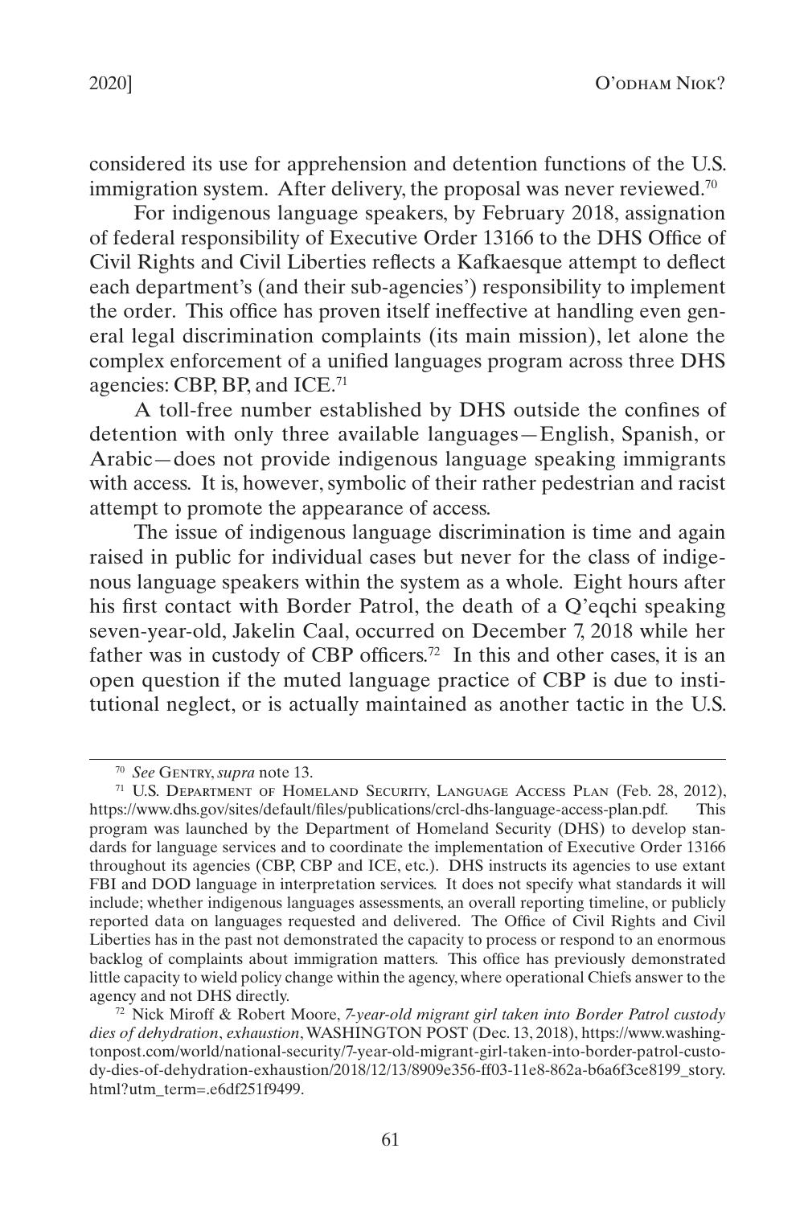considered its use for apprehension and detention functions of the U.S. immigration system. After delivery, the proposal was never reviewed.[70]

For indigenous language speakers, by February 2018, assignation of federal responsibility of Executive Order 13166 to the DHS Office of Civil Rights and Civil Liberties reflects a Kafkaesque attempt to deflect each department's (and their sub-agencies') responsibility to implement the order. This office has proven itself ineffective at handling even general legal discrimination complaints (its main mission), let alone the complex enforcement of a unified languages program across three DHS agencies: CBP, BP, and ICE.[71]

A toll-free number established by DHS outside the confines of detention with only three available languages—English, Spanish, or Arabic—does not provide indigenous language speaking immigrants with access. It is, however, symbolic of their rather pedestrian and racist attempt to promote the appearance of access.

The issue of indigenous language discrimination is time and again raised in public for individual cases but never for the class of indigenous language speakers within the system as a whole. Eight hours after his first contact with Border Patrol, the death of a Q'eqchi speaking seven-year-old, Jakelin Caal, occurred on December 7, 2018 while her father was in custody of CBP officers.[72] In this and other cases, it is an open question if the muted language practice of CBP is due to institutional neglect, or is actually maintained as another tactic in the U.S.

---

[70] *See* Gentry, *supra* note 13.

[71] U.S. Department of Homeland Security, Language Access Plan (Feb. 28, 2012), https://www.dhs.gov/sites/default/files/publications/crcl-dhs-language-access-plan.pdf. This program was launched by the Department of Homeland Security (DHS) to develop standards for language services and to coordinate the implementation of Executive Order 13166 throughout its agencies (CBP, CBP and ICE, etc.). DHS instructs its agencies to use extant FBI and DOD language in interpretation services. It does not specify what standards it will include; whether indigenous languages assessments, an overall reporting timeline, or publicly reported data on languages requested and delivered. The Office of Civil Rights and Civil Liberties has in the past not demonstrated the capacity to process or respond to an enormous backlog of complaints about immigration matters. This office has previously demonstrated little capacity to wield policy change within the agency, where operational Chiefs answer to the agency and not DHS directly.

[72] Nick Miroff & Robert Moore, *7-year-old migrant girl taken into Border Patrol custody dies of dehydration, exhaustion*, WASHINGTON POST (Dec. 13, 2018), https://www.washingtonpost.com/world/national-security/7-year-old-migrant-girl-taken-into-border-patrol-custody-dies-of-dehydration-exhaustion/2018/12/13/8909e356-ff03-11e8-862a-b6a6f3ce8199_story.html?utm_term=.e6df251f9499.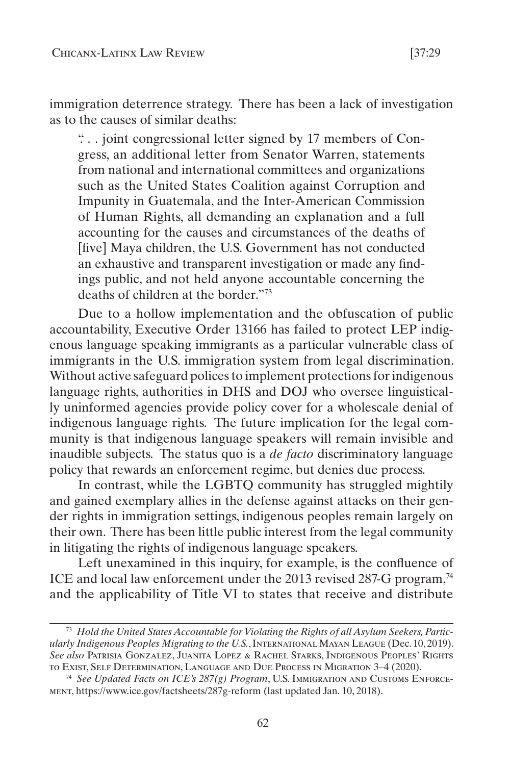immigration deterrence strategy. There has been a lack of investigation as to the causes of similar deaths:

> ". . . joint congressional letter signed by 17 members of Congress, an additional letter from Senator Warren, statements from national and international committees and organizations such as the United States Coalition against Corruption and Impunity in Guatemala, and the Inter-American Commission of Human Rights, all demanding an explanation and a full accounting for the causes and circumstances of the deaths of [five] Maya children, the U.S. Government has not conducted an exhaustive and transparent investigation or made any findings public, and not held anyone accountable concerning the deaths of children at the border."[73]

Due to a hollow implementation and the obfuscation of public accountability, Executive Order 13166 has failed to protect LEP indigenous language speaking immigrants as a particular vulnerable class of immigrants in the U.S. immigration system from legal discrimination. Without active safeguard polices to implement protections for indigenous language rights, authorities in DHS and DOJ who oversee linguistically uninformed agencies provide policy cover for a wholescale denial of indigenous language rights. The future implication for the legal community is that indigenous language speakers will remain invisible and inaudible subjects. The status quo is a *de facto* discriminatory language policy that rewards an enforcement regime, but denies due process.

In contrast, while the LGBTQ community has struggled mightily and gained exemplary allies in the defense against attacks on their gender rights in immigration settings, indigenous peoples remain largely on their own. There has been little public interest from the legal community in litigating the rights of indigenous language speakers.

Left unexamined in this inquiry, for example, is the confluence of ICE and local law enforcement under the 2013 revised 287-G program,[74] and the applicability of Title VI to states that receive and distribute

---

[73] *Hold the United States Accountable for Violating the Rights of all Asylum Seekers, Particularly Indigenous Peoples Migrating to the U.S.*, International Mayan League (Dec. 10, 2019). *See also* Patrisia Gonzalez, Juanita Lopez & Rachel Starks, Indigenous Peoples' Rights to Exist, Self Determination, Language and Due Process in Migration 3–4 (2020).

[74] *See Updated Facts on ICE's 287(g) Program*, U.S. Immigration and Customs Enforcement, https://www.ice.gov/factsheets/287g-reform (last updated Jan. 10, 2018).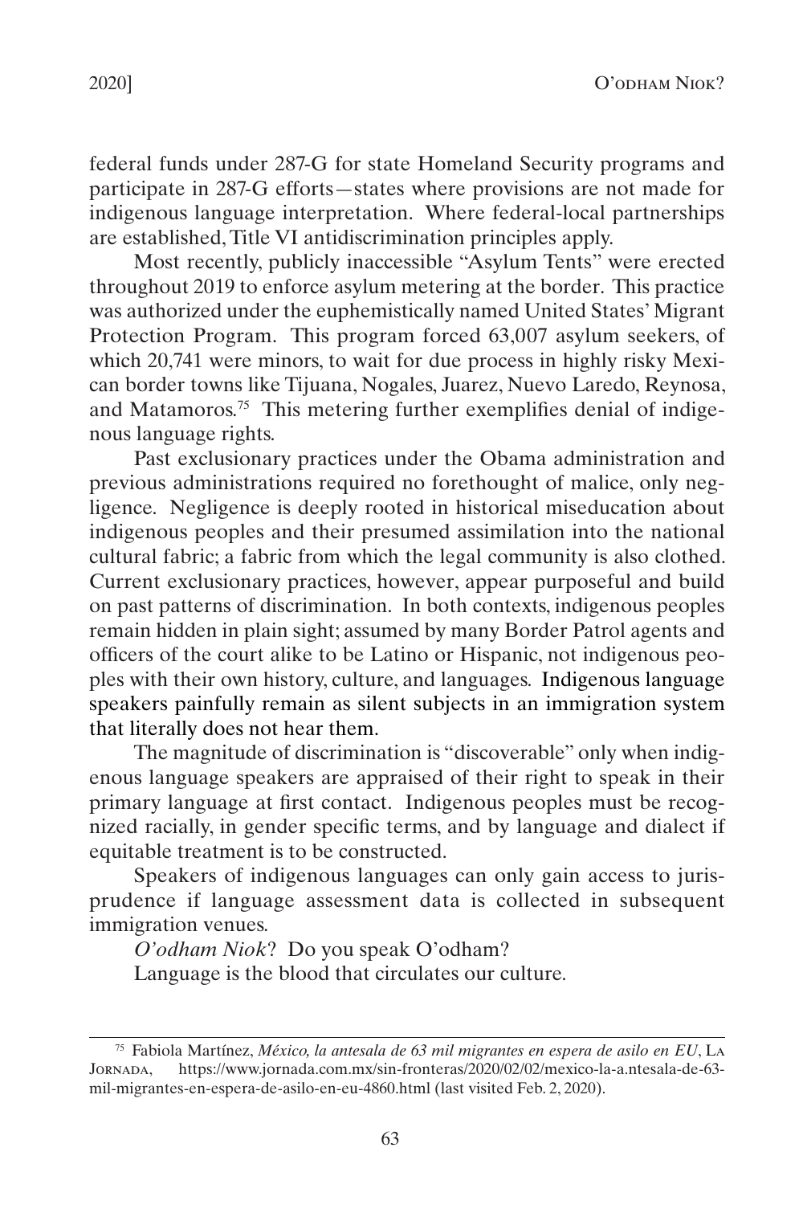federal funds under 287-G for state Homeland Security programs and participate in 287-G efforts—states where provisions are not made for indigenous language interpretation. Where federal-local partnerships are established, Title VI antidiscrimination principles apply.

Most recently, publicly inaccessible "Asylum Tents" were erected throughout 2019 to enforce asylum metering at the border. This practice was authorized under the euphemistically named United States' Migrant Protection Program. This program forced 63,007 asylum seekers, of which 20,741 were minors, to wait for due process in highly risky Mexican border towns like Tijuana, Nogales, Juarez, Nuevo Laredo, Reynosa, and Matamoros.[75] This metering further exemplifies denial of indigenous language rights.

Past exclusionary practices under the Obama administration and previous administrations required no forethought of malice, only negligence. Negligence is deeply rooted in historical miseducation about indigenous peoples and their presumed assimilation into the national cultural fabric; a fabric from which the legal community is also clothed. Current exclusionary practices, however, appear purposeful and build on past patterns of discrimination. In both contexts, indigenous peoples remain hidden in plain sight; assumed by many Border Patrol agents and officers of the court alike to be Latino or Hispanic, not indigenous peoples with their own history, culture, and languages. Indigenous language speakers painfully remain as silent subjects in an immigration system that literally does not hear them.

The magnitude of discrimination is "discoverable" only when indigenous language speakers are appraised of their right to speak in their primary language at first contact. Indigenous peoples must be recognized racially, in gender specific terms, and by language and dialect if equitable treatment is to be constructed.

Speakers of indigenous languages can only gain access to jurisprudence if language assessment data is collected in subsequent immigration venues.

*O'odham Niok*? Do you speak O'odham?

Language is the blood that circulates our culture.

---

[75] Fabiola Martínez, *México, la antesala de 63 mil migrantes en espera de asilo en EU*, La Jornada, https://www.jornada.com.mx/sin-fronteras/2020/02/02/mexico-la-a.ntesala-de-63-mil-migrantes-en-espera-de-asilo-en-eu-4860.html (last visited Feb. 2, 2020).